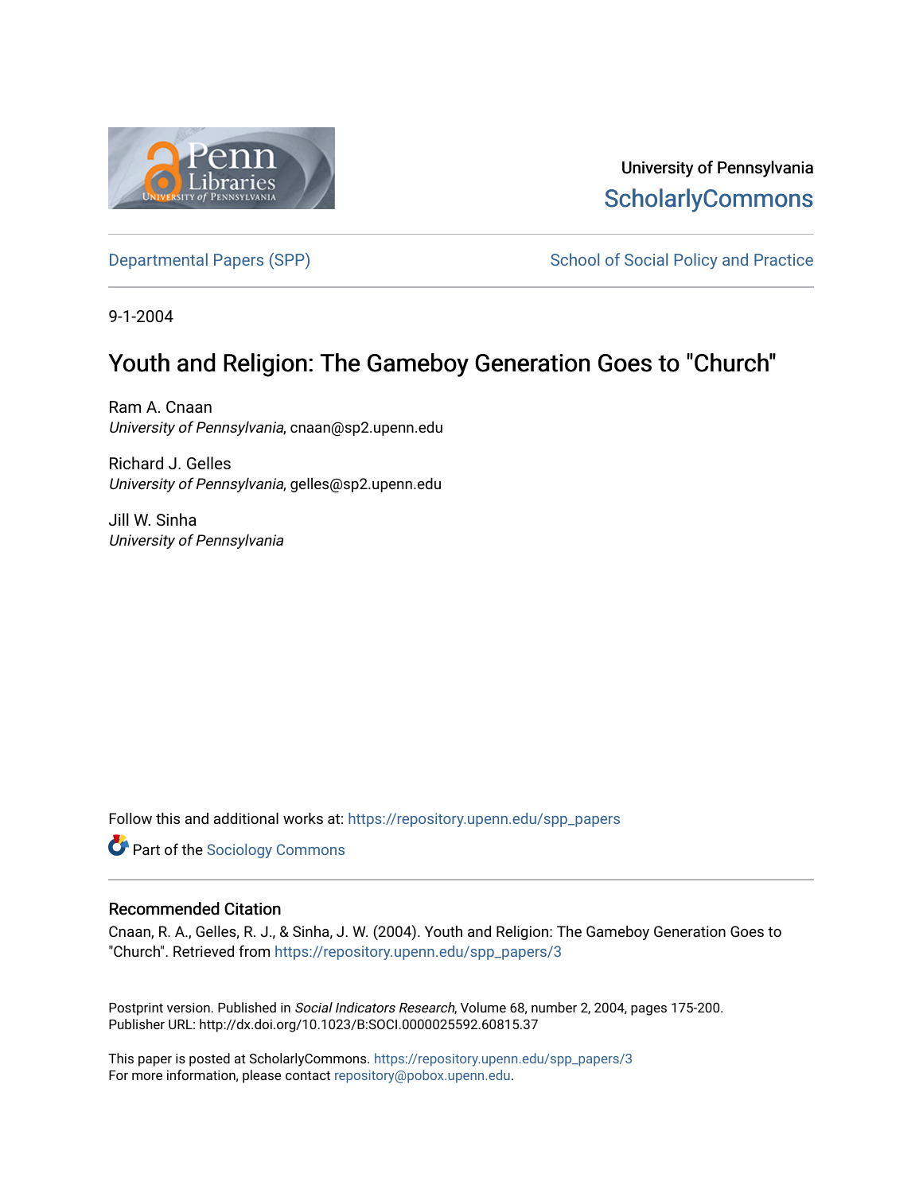University of Pennsylvania
ScholarlyCommons

Departmental Papers (SPP) School of Social Policy and Practice

9-1-2004

# Youth and Religion: The Gameboy Generation Goes to "Church"

Ram A. Cnaan
*University of Pennsylvania*, cnaan@sp2.upenn.edu

Richard J. Gelles
*University of Pennsylvania*, gelles@sp2.upenn.edu

Jill W. Sinha
*University of Pennsylvania*

Follow this and additional works at: https://repository.upenn.edu/spp_papers

Part of the Sociology Commons

## Recommended Citation

Cnaan, R. A., Gelles, R. J., & Sinha, J. W. (2004). Youth and Religion: The Gameboy Generation Goes to "Church". Retrieved from https://repository.upenn.edu/spp_papers/3

Postprint version. Published in *Social Indicators Research*, Volume 68, number 2, 2004, pages 175-200.
Publisher URL: http://dx.doi.org/10.1023/B:SOCI.0000025592.60815.37

This paper is posted at ScholarlyCommons. https://repository.upenn.edu/spp_papers/3
For more information, please contact repository@pobox.upenn.edu.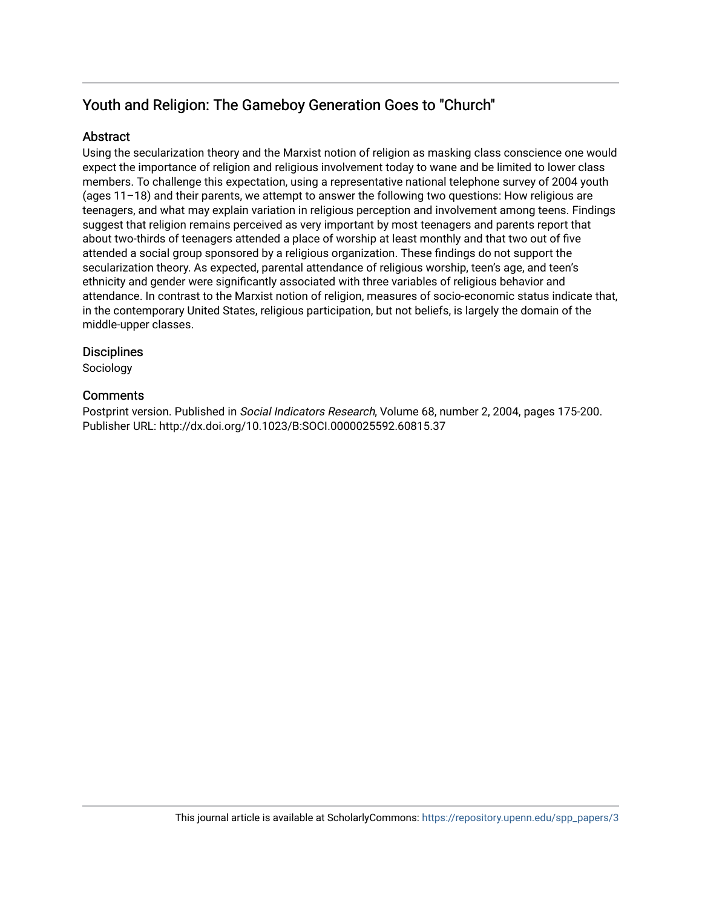## Youth and Religion: The Gameboy Generation Goes to "Church"

### Abstract

Using the secularization theory and the Marxist notion of religion as masking class conscience one would expect the importance of religion and religious involvement today to wane and be limited to lower class members. To challenge this expectation, using a representative national telephone survey of 2004 youth (ages 11–18) and their parents, we attempt to answer the following two questions: How religious are teenagers, and what may explain variation in religious perception and involvement among teens. Findings suggest that religion remains perceived as very important by most teenagers and parents report that about two-thirds of teenagers attended a place of worship at least monthly and that two out of five attended a social group sponsored by a religious organization. These findings do not support the secularization theory. As expected, parental attendance of religious worship, teen's age, and teen's ethnicity and gender were significantly associated with three variables of religious behavior and attendance. In contrast to the Marxist notion of religion, measures of socio-economic status indicate that, in the contemporary United States, religious participation, but not beliefs, is largely the domain of the middle-upper classes.

### Disciplines

Sociology

### Comments

Postprint version. Published in *Social Indicators Research*, Volume 68, number 2, 2004, pages 175-200.
Publisher URL: http://dx.doi.org/10.1023/B:SOCI.0000025592.60815.37

This journal article is available at ScholarlyCommons: https://repository.upenn.edu/spp_papers/3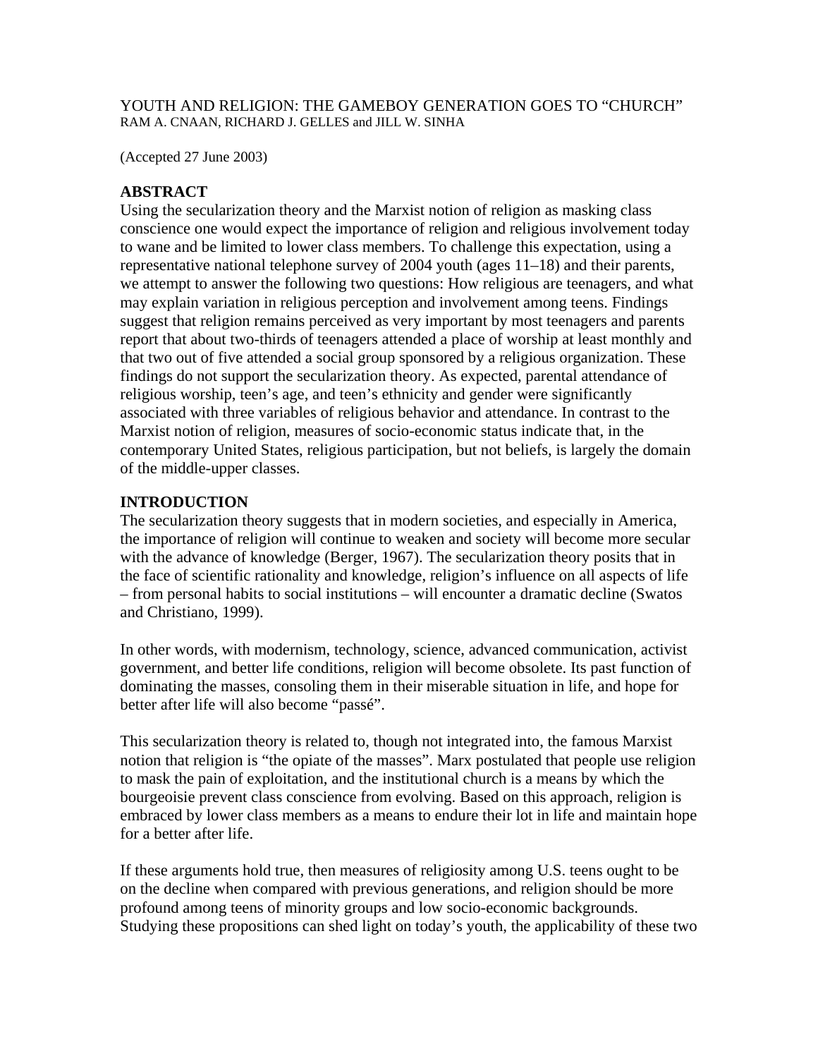YOUTH AND RELIGION: THE GAMEBOY GENERATION GOES TO “CHURCH”
RAM A. CNAAN, RICHARD J. GELLES and JILL W. SINHA

(Accepted 27 June 2003)

## ABSTRACT

Using the secularization theory and the Marxist notion of religion as masking class conscience one would expect the importance of religion and religious involvement today to wane and be limited to lower class members. To challenge this expectation, using a representative national telephone survey of 2004 youth (ages 11–18) and their parents, we attempt to answer the following two questions: How religious are teenagers, and what may explain variation in religious perception and involvement among teens. Findings suggest that religion remains perceived as very important by most teenagers and parents report that about two-thirds of teenagers attended a place of worship at least monthly and that two out of five attended a social group sponsored by a religious organization. These findings do not support the secularization theory. As expected, parental attendance of religious worship, teen’s age, and teen’s ethnicity and gender were significantly associated with three variables of religious behavior and attendance. In contrast to the Marxist notion of religion, measures of socio-economic status indicate that, in the contemporary United States, religious participation, but not beliefs, is largely the domain of the middle-upper classes.

## INTRODUCTION

The secularization theory suggests that in modern societies, and especially in America, the importance of religion will continue to weaken and society will become more secular with the advance of knowledge (Berger, 1967). The secularization theory posits that in the face of scientific rationality and knowledge, religion’s influence on all aspects of life – from personal habits to social institutions – will encounter a dramatic decline (Swatos and Christiano, 1999).

In other words, with modernism, technology, science, advanced communication, activist government, and better life conditions, religion will become obsolete. Its past function of dominating the masses, consoling them in their miserable situation in life, and hope for better after life will also become “passé”.

This secularization theory is related to, though not integrated into, the famous Marxist notion that religion is “the opiate of the masses”. Marx postulated that people use religion to mask the pain of exploitation, and the institutional church is a means by which the bourgeoisie prevent class conscience from evolving. Based on this approach, religion is embraced by lower class members as a means to endure their lot in life and maintain hope for a better after life.

If these arguments hold true, then measures of religiosity among U.S. teens ought to be on the decline when compared with previous generations, and religion should be more profound among teens of minority groups and low socio-economic backgrounds. Studying these propositions can shed light on today’s youth, the applicability of these two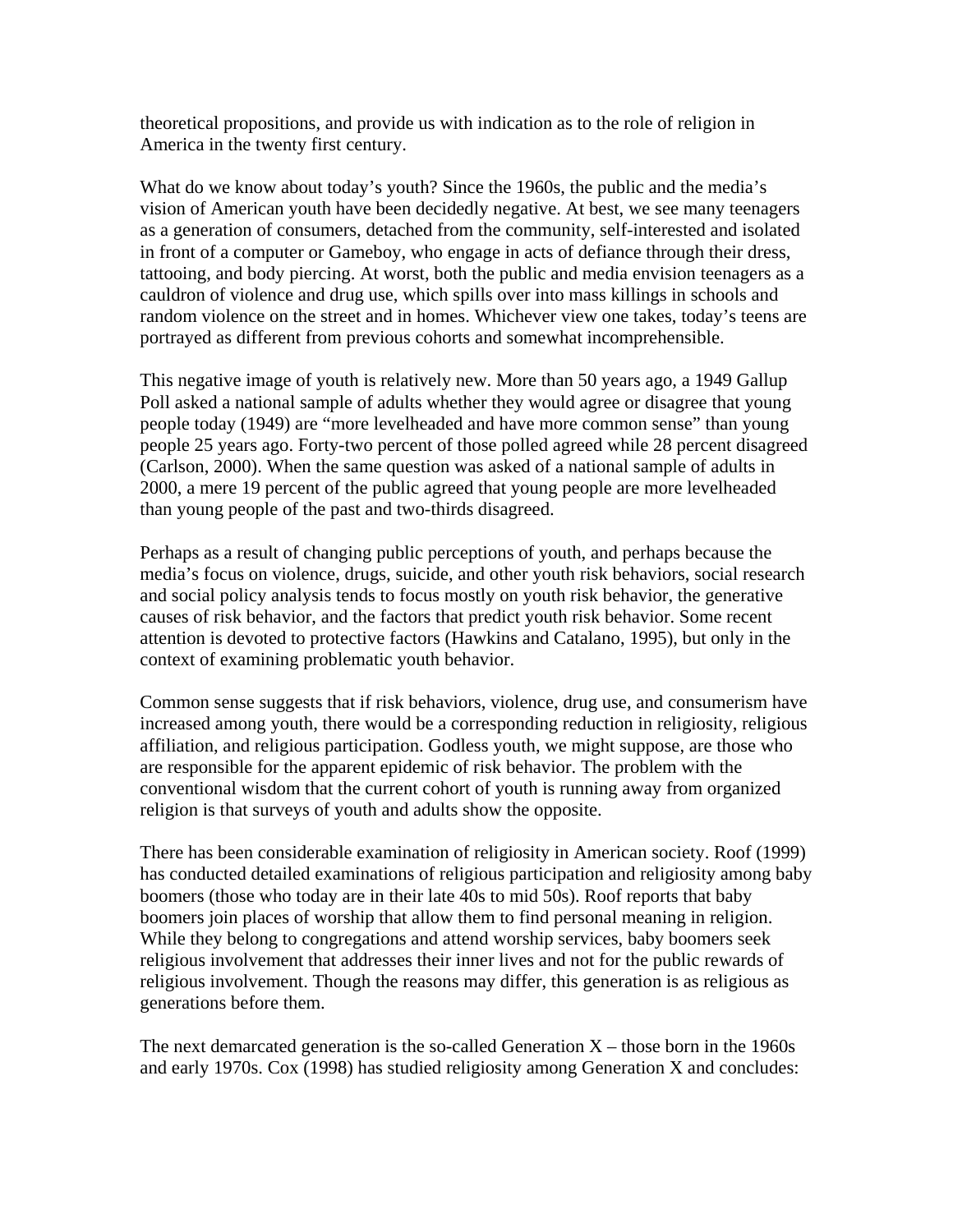theoretical propositions, and provide us with indication as to the role of religion in America in the twenty first century.

What do we know about today's youth? Since the 1960s, the public and the media's vision of American youth have been decidedly negative. At best, we see many teenagers as a generation of consumers, detached from the community, self-interested and isolated in front of a computer or Gameboy, who engage in acts of defiance through their dress, tattooing, and body piercing. At worst, both the public and media envision teenagers as a cauldron of violence and drug use, which spills over into mass killings in schools and random violence on the street and in homes. Whichever view one takes, today's teens are portrayed as different from previous cohorts and somewhat incomprehensible.

This negative image of youth is relatively new. More than 50 years ago, a 1949 Gallup Poll asked a national sample of adults whether they would agree or disagree that young people today (1949) are "more levelheaded and have more common sense" than young people 25 years ago. Forty-two percent of those polled agreed while 28 percent disagreed (Carlson, 2000). When the same question was asked of a national sample of adults in 2000, a mere 19 percent of the public agreed that young people are more levelheaded than young people of the past and two-thirds disagreed.

Perhaps as a result of changing public perceptions of youth, and perhaps because the media's focus on violence, drugs, suicide, and other youth risk behaviors, social research and social policy analysis tends to focus mostly on youth risk behavior, the generative causes of risk behavior, and the factors that predict youth risk behavior. Some recent attention is devoted to protective factors (Hawkins and Catalano, 1995), but only in the context of examining problematic youth behavior.

Common sense suggests that if risk behaviors, violence, drug use, and consumerism have increased among youth, there would be a corresponding reduction in religiosity, religious affiliation, and religious participation. Godless youth, we might suppose, are those who are responsible for the apparent epidemic of risk behavior. The problem with the conventional wisdom that the current cohort of youth is running away from organized religion is that surveys of youth and adults show the opposite.

There has been considerable examination of religiosity in American society. Roof (1999) has conducted detailed examinations of religious participation and religiosity among baby boomers (those who today are in their late 40s to mid 50s). Roof reports that baby boomers join places of worship that allow them to find personal meaning in religion. While they belong to congregations and attend worship services, baby boomers seek religious involvement that addresses their inner lives and not for the public rewards of religious involvement. Though the reasons may differ, this generation is as religious as generations before them.

The next demarcated generation is the so-called Generation X – those born in the 1960s and early 1970s. Cox (1998) has studied religiosity among Generation X and concludes: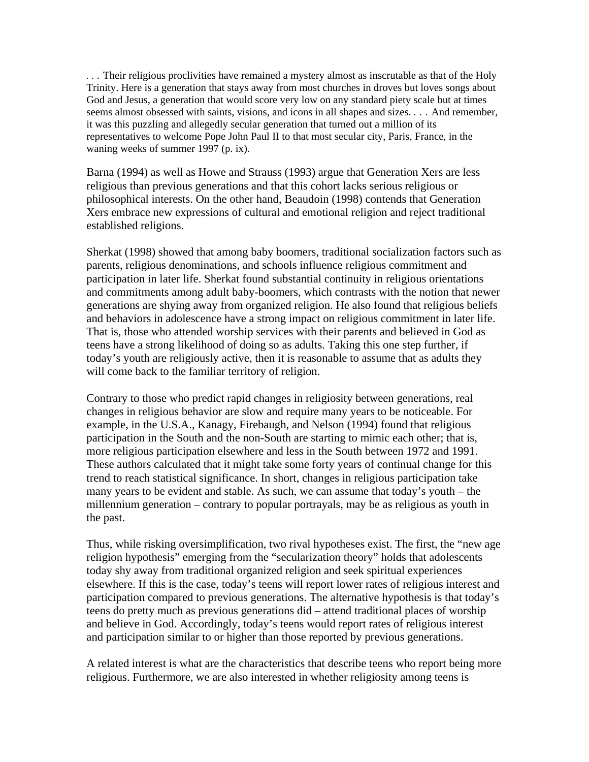> . . . Their religious proclivities have remained a mystery almost as inscrutable as that of the Holy Trinity. Here is a generation that stays away from most churches in droves but loves songs about God and Jesus, a generation that would score very low on any standard piety scale but at times seems almost obsessed with saints, visions, and icons in all shapes and sizes. . . . And remember, it was this puzzling and allegedly secular generation that turned out a million of its representatives to welcome Pope John Paul II to that most secular city, Paris, France, in the waning weeks of summer 1997 (p. ix).

Barna (1994) as well as Howe and Strauss (1993) argue that Generation Xers are less religious than previous generations and that this cohort lacks serious religious or philosophical interests. On the other hand, Beaudoin (1998) contends that Generation Xers embrace new expressions of cultural and emotional religion and reject traditional established religions.

Sherkat (1998) showed that among baby boomers, traditional socialization factors such as parents, religious denominations, and schools influence religious commitment and participation in later life. Sherkat found substantial continuity in religious orientations and commitments among adult baby-boomers, which contrasts with the notion that newer generations are shying away from organized religion. He also found that religious beliefs and behaviors in adolescence have a strong impact on religious commitment in later life. That is, those who attended worship services with their parents and believed in God as teens have a strong likelihood of doing so as adults. Taking this one step further, if today's youth are religiously active, then it is reasonable to assume that as adults they will come back to the familiar territory of religion.

Contrary to those who predict rapid changes in religiosity between generations, real changes in religious behavior are slow and require many years to be noticeable. For example, in the U.S.A., Kanagy, Firebaugh, and Nelson (1994) found that religious participation in the South and the non-South are starting to mimic each other; that is, more religious participation elsewhere and less in the South between 1972 and 1991. These authors calculated that it might take some forty years of continual change for this trend to reach statistical significance. In short, changes in religious participation take many years to be evident and stable. As such, we can assume that today's youth – the millennium generation – contrary to popular portrayals, may be as religious as youth in the past.

Thus, while risking oversimplification, two rival hypotheses exist. The first, the "new age religion hypothesis" emerging from the "secularization theory" holds that adolescents today shy away from traditional organized religion and seek spiritual experiences elsewhere. If this is the case, today's teens will report lower rates of religious interest and participation compared to previous generations. The alternative hypothesis is that today's teens do pretty much as previous generations did – attend traditional places of worship and believe in God. Accordingly, today's teens would report rates of religious interest and participation similar to or higher than those reported by previous generations.

A related interest is what are the characteristics that describe teens who report being more religious. Furthermore, we are also interested in whether religiosity among teens is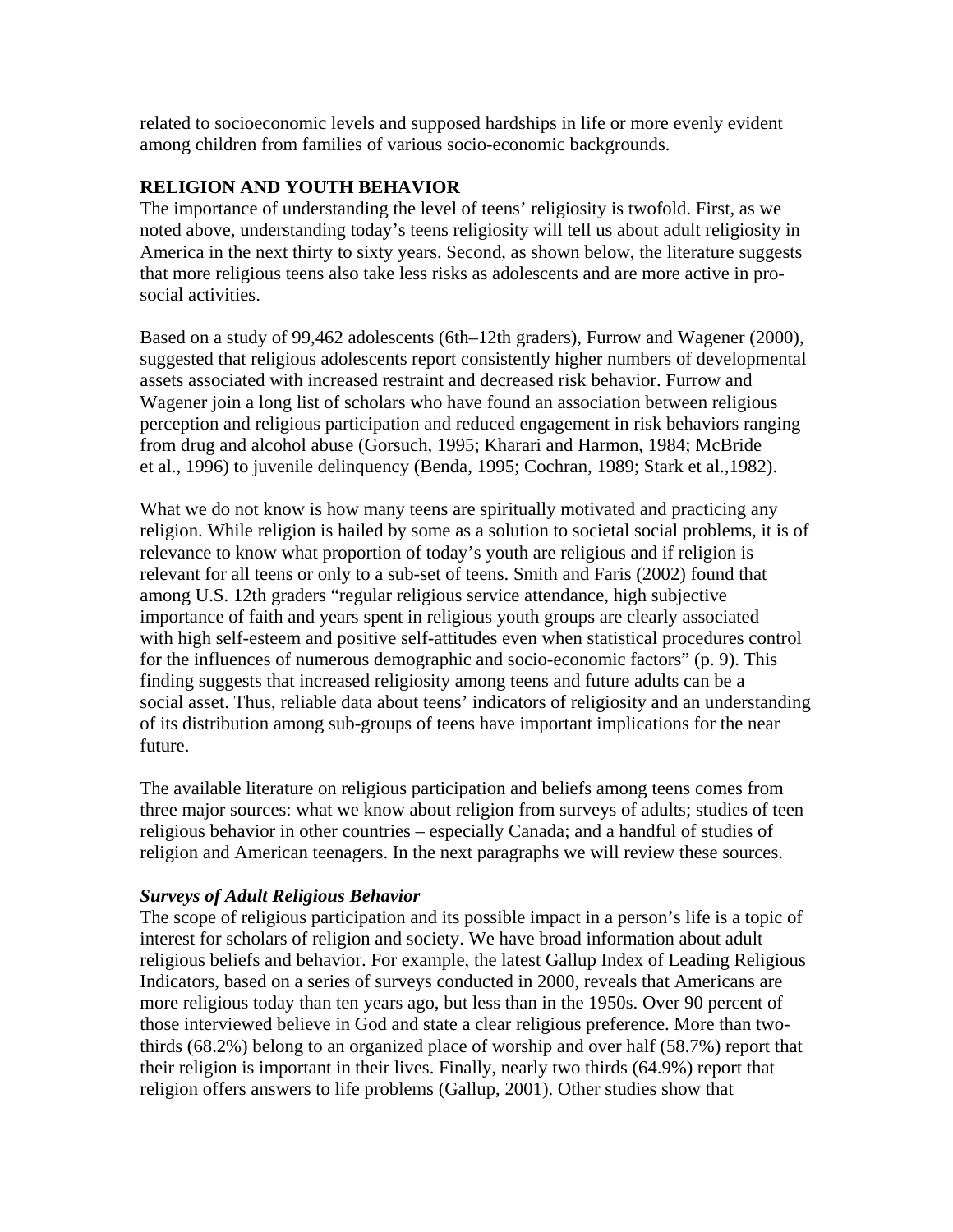related to socioeconomic levels and supposed hardships in life or more evenly evident among children from families of various socio-economic backgrounds.

## RELIGION AND YOUTH BEHAVIOR

The importance of understanding the level of teens' religiosity is twofold. First, as we noted above, understanding today's teens religiosity will tell us about adult religiosity in America in the next thirty to sixty years. Second, as shown below, the literature suggests that more religious teens also take less risks as adolescents and are more active in pro-social activities.

Based on a study of 99,462 adolescents (6th–12th graders), Furrow and Wagener (2000), suggested that religious adolescents report consistently higher numbers of developmental assets associated with increased restraint and decreased risk behavior. Furrow and Wagener join a long list of scholars who have found an association between religious perception and religious participation and reduced engagement in risk behaviors ranging from drug and alcohol abuse (Gorsuch, 1995; Kharari and Harmon, 1984; McBride et al., 1996) to juvenile delinquency (Benda, 1995; Cochran, 1989; Stark et al.,1982).

What we do not know is how many teens are spiritually motivated and practicing any religion. While religion is hailed by some as a solution to societal social problems, it is of relevance to know what proportion of today's youth are religious and if religion is relevant for all teens or only to a sub-set of teens. Smith and Faris (2002) found that among U.S. 12th graders "regular religious service attendance, high subjective importance of faith and years spent in religious youth groups are clearly associated with high self-esteem and positive self-attitudes even when statistical procedures control for the influences of numerous demographic and socio-economic factors" (p. 9). This finding suggests that increased religiosity among teens and future adults can be a social asset. Thus, reliable data about teens' indicators of religiosity and an understanding of its distribution among sub-groups of teens have important implications for the near future.

The available literature on religious participation and beliefs among teens comes from three major sources: what we know about religion from surveys of adults; studies of teen religious behavior in other countries – especially Canada; and a handful of studies of religion and American teenagers. In the next paragraphs we will review these sources.

### ***Surveys of Adult Religious Behavior***

The scope of religious participation and its possible impact in a person's life is a topic of interest for scholars of religion and society. We have broad information about adult religious beliefs and behavior. For example, the latest Gallup Index of Leading Religious Indicators, based on a series of surveys conducted in 2000, reveals that Americans are more religious today than ten years ago, but less than in the 1950s. Over 90 percent of those interviewed believe in God and state a clear religious preference. More than two-thirds (68.2%) belong to an organized place of worship and over half (58.7%) report that their religion is important in their lives. Finally, nearly two thirds (64.9%) report that religion offers answers to life problems (Gallup, 2001). Other studies show that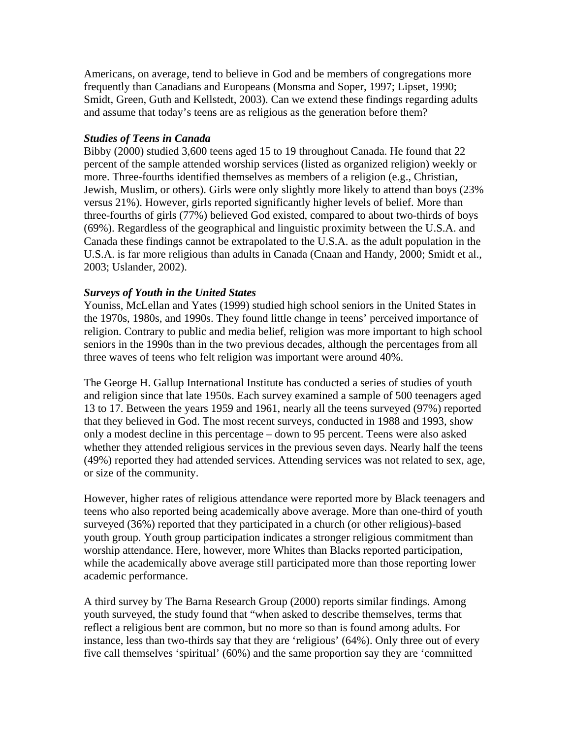Americans, on average, tend to believe in God and be members of congregations more frequently than Canadians and Europeans (Monsma and Soper, 1997; Lipset, 1990; Smidt, Green, Guth and Kellstedt, 2003). Can we extend these findings regarding adults and assume that today's teens are as religious as the generation before them?

***Studies of Teens in Canada***

Bibby (2000) studied 3,600 teens aged 15 to 19 throughout Canada. He found that 22 percent of the sample attended worship services (listed as organized religion) weekly or more. Three-fourths identified themselves as members of a religion (e.g., Christian, Jewish, Muslim, or others). Girls were only slightly more likely to attend than boys (23% versus 21%). However, girls reported significantly higher levels of belief. More than three-fourths of girls (77%) believed God existed, compared to about two-thirds of boys (69%). Regardless of the geographical and linguistic proximity between the U.S.A. and Canada these findings cannot be extrapolated to the U.S.A. as the adult population in the U.S.A. is far more religious than adults in Canada (Cnaan and Handy, 2000; Smidt et al., 2003; Uslander, 2002).

***Surveys of Youth in the United States***

Youniss, McLellan and Yates (1999) studied high school seniors in the United States in the 1970s, 1980s, and 1990s. They found little change in teens' perceived importance of religion. Contrary to public and media belief, religion was more important to high school seniors in the 1990s than in the two previous decades, although the percentages from all three waves of teens who felt religion was important were around 40%.

The George H. Gallup International Institute has conducted a series of studies of youth and religion since that late 1950s. Each survey examined a sample of 500 teenagers aged 13 to 17. Between the years 1959 and 1961, nearly all the teens surveyed (97%) reported that they believed in God. The most recent surveys, conducted in 1988 and 1993, show only a modest decline in this percentage – down to 95 percent. Teens were also asked whether they attended religious services in the previous seven days. Nearly half the teens (49%) reported they had attended services. Attending services was not related to sex, age, or size of the community.

However, higher rates of religious attendance were reported more by Black teenagers and teens who also reported being academically above average. More than one-third of youth surveyed (36%) reported that they participated in a church (or other religious)-based youth group. Youth group participation indicates a stronger religious commitment than worship attendance. Here, however, more Whites than Blacks reported participation, while the academically above average still participated more than those reporting lower academic performance.

A third survey by The Barna Research Group (2000) reports similar findings. Among youth surveyed, the study found that "when asked to describe themselves, terms that reflect a religious bent are common, but no more so than is found among adults. For instance, less than two-thirds say that they are 'religious' (64%). Only three out of every five call themselves 'spiritual' (60%) and the same proportion say they are 'committed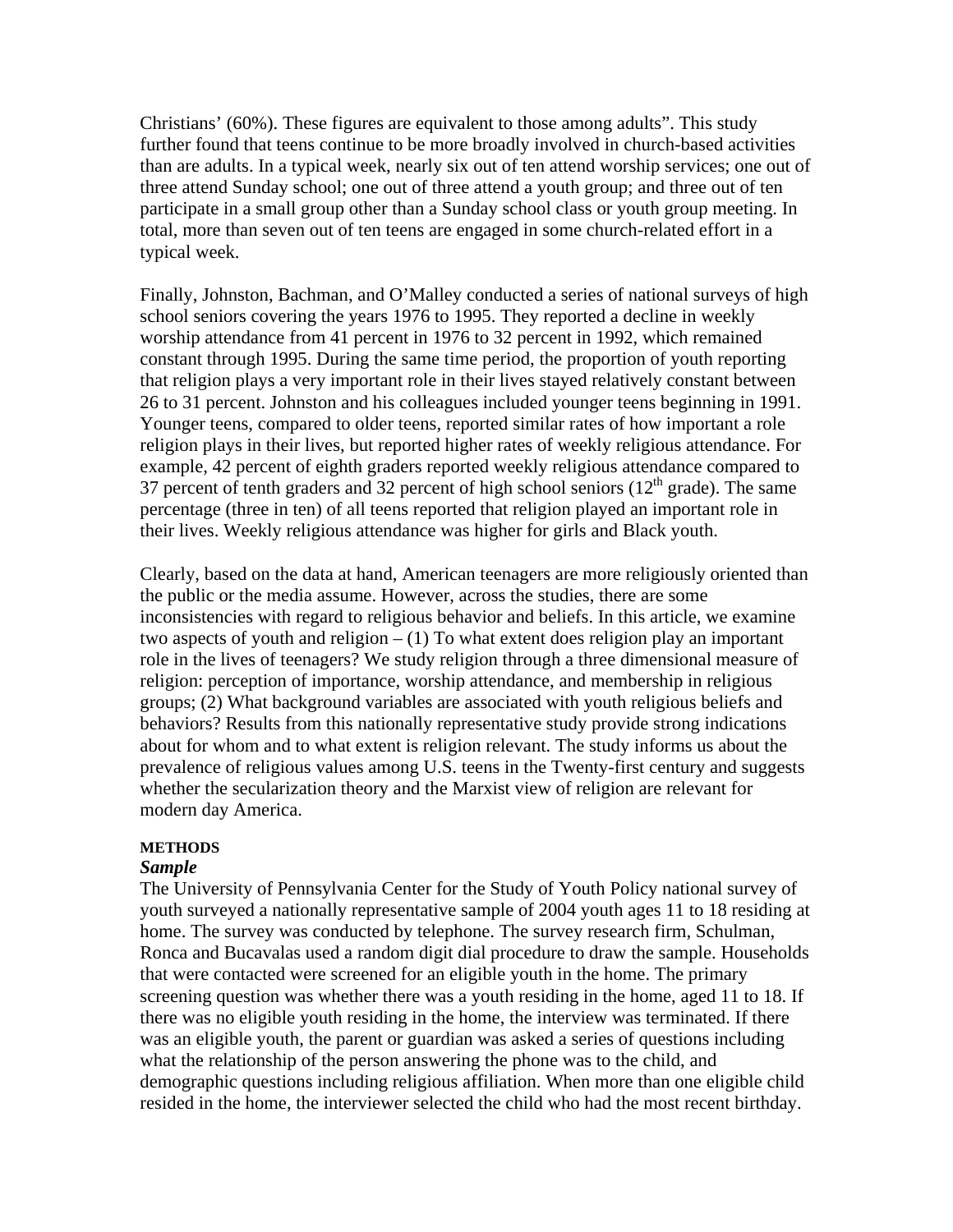Christians' (60%). These figures are equivalent to those among adults". This study further found that teens continue to be more broadly involved in church-based activities than are adults. In a typical week, nearly six out of ten attend worship services; one out of three attend Sunday school; one out of three attend a youth group; and three out of ten participate in a small group other than a Sunday school class or youth group meeting. In total, more than seven out of ten teens are engaged in some church-related effort in a typical week.

Finally, Johnston, Bachman, and O'Malley conducted a series of national surveys of high school seniors covering the years 1976 to 1995. They reported a decline in weekly worship attendance from 41 percent in 1976 to 32 percent in 1992, which remained constant through 1995. During the same time period, the proportion of youth reporting that religion plays a very important role in their lives stayed relatively constant between 26 to 31 percent. Johnston and his colleagues included younger teens beginning in 1991. Younger teens, compared to older teens, reported similar rates of how important a role religion plays in their lives, but reported higher rates of weekly religious attendance. For example, 42 percent of eighth graders reported weekly religious attendance compared to 37 percent of tenth graders and 32 percent of high school seniors (12th grade). The same percentage (three in ten) of all teens reported that religion played an important role in their lives. Weekly religious attendance was higher for girls and Black youth.

Clearly, based on the data at hand, American teenagers are more religiously oriented than the public or the media assume. However, across the studies, there are some inconsistencies with regard to religious behavior and beliefs. In this article, we examine two aspects of youth and religion – (1) To what extent does religion play an important role in the lives of teenagers? We study religion through a three dimensional measure of religion: perception of importance, worship attendance, and membership in religious groups; (2) What background variables are associated with youth religious beliefs and behaviors? Results from this nationally representative study provide strong indications about for whom and to what extent is religion relevant. The study informs us about the prevalence of religious values among U.S. teens in the Twenty-first century and suggests whether the secularization theory and the Marxist view of religion are relevant for modern day America.

## METHODS

### *Sample*

The University of Pennsylvania Center for the Study of Youth Policy national survey of youth surveyed a nationally representative sample of 2004 youth ages 11 to 18 residing at home. The survey was conducted by telephone. The survey research firm, Schulman, Ronca and Bucavalas used a random digit dial procedure to draw the sample. Households that were contacted were screened for an eligible youth in the home. The primary screening question was whether there was a youth residing in the home, aged 11 to 18. If there was no eligible youth residing in the home, the interview was terminated. If there was an eligible youth, the parent or guardian was asked a series of questions including what the relationship of the person answering the phone was to the child, and demographic questions including religious affiliation. When more than one eligible child resided in the home, the interviewer selected the child who had the most recent birthday.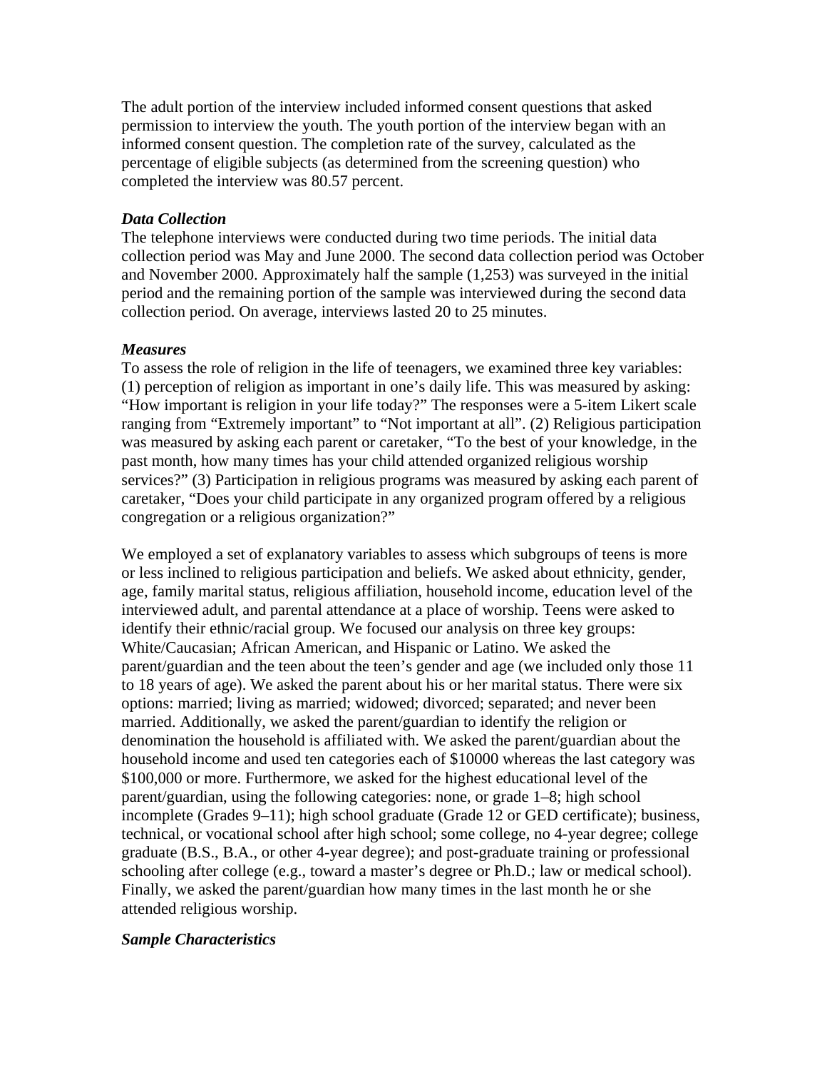The adult portion of the interview included informed consent questions that asked permission to interview the youth. The youth portion of the interview began with an informed consent question. The completion rate of the survey, calculated as the percentage of eligible subjects (as determined from the screening question) who completed the interview was 80.57 percent.

***Data Collection***

The telephone interviews were conducted during two time periods. The initial data collection period was May and June 2000. The second data collection period was October and November 2000. Approximately half the sample (1,253) was surveyed in the initial period and the remaining portion of the sample was interviewed during the second data collection period. On average, interviews lasted 20 to 25 minutes.

***Measures***

To assess the role of religion in the life of teenagers, we examined three key variables: (1) perception of religion as important in one's daily life. This was measured by asking: "How important is religion in your life today?" The responses were a 5-item Likert scale ranging from "Extremely important" to "Not important at all". (2) Religious participation was measured by asking each parent or caretaker, "To the best of your knowledge, in the past month, how many times has your child attended organized religious worship services?" (3) Participation in religious programs was measured by asking each parent of caretaker, "Does your child participate in any organized program offered by a religious congregation or a religious organization?"

We employed a set of explanatory variables to assess which subgroups of teens is more or less inclined to religious participation and beliefs. We asked about ethnicity, gender, age, family marital status, religious affiliation, household income, education level of the interviewed adult, and parental attendance at a place of worship. Teens were asked to identify their ethnic/racial group. We focused our analysis on three key groups: White/Caucasian; African American, and Hispanic or Latino. We asked the parent/guardian and the teen about the teen's gender and age (we included only those 11 to 18 years of age). We asked the parent about his or her marital status. There were six options: married; living as married; widowed; divorced; separated; and never been married. Additionally, we asked the parent/guardian to identify the religion or denomination the household is affiliated with. We asked the parent/guardian about the household income and used ten categories each of $10000 whereas the last category was $100,000 or more. Furthermore, we asked for the highest educational level of the parent/guardian, using the following categories: none, or grade 1–8; high school incomplete (Grades 9–11); high school graduate (Grade 12 or GED certificate); business, technical, or vocational school after high school; some college, no 4-year degree; college graduate (B.S., B.A., or other 4-year degree); and post-graduate training or professional schooling after college (e.g., toward a master's degree or Ph.D.; law or medical school). Finally, we asked the parent/guardian how many times in the last month he or she attended religious worship.

***Sample Characteristics***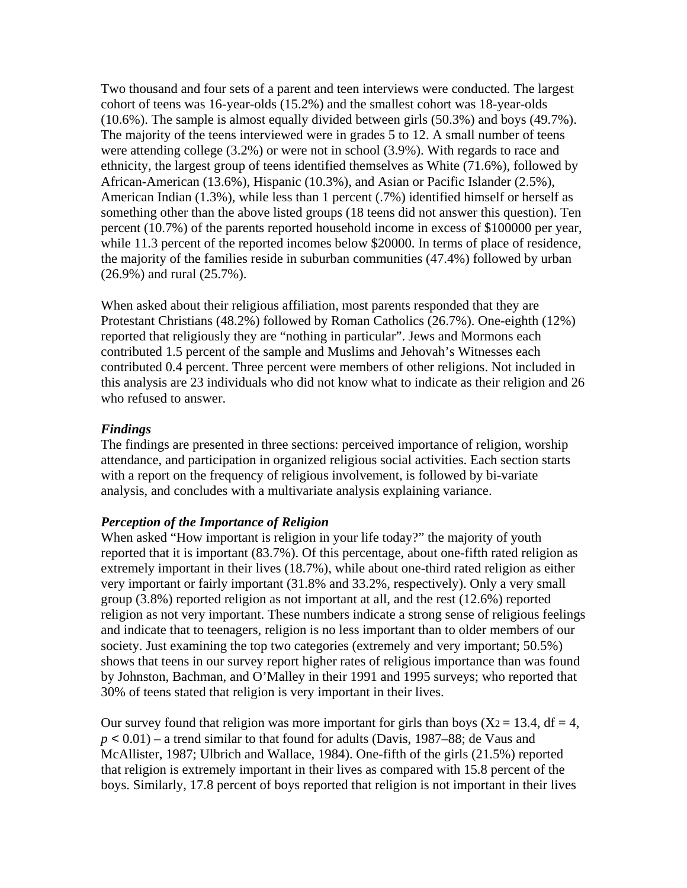Two thousand and four sets of a parent and teen interviews were conducted. The largest cohort of teens was 16-year-olds (15.2%) and the smallest cohort was 18-year-olds (10.6%). The sample is almost equally divided between girls (50.3%) and boys (49.7%). The majority of the teens interviewed were in grades 5 to 12. A small number of teens were attending college (3.2%) or were not in school (3.9%). With regards to race and ethnicity, the largest group of teens identified themselves as White (71.6%), followed by African-American (13.6%), Hispanic (10.3%), and Asian or Pacific Islander (2.5%), American Indian (1.3%), while less than 1 percent (.7%) identified himself or herself as something other than the above listed groups (18 teens did not answer this question). Ten percent (10.7%) of the parents reported household income in excess of $100000 per year, while 11.3 percent of the reported incomes below $20000. In terms of place of residence, the majority of the families reside in suburban communities (47.4%) followed by urban (26.9%) and rural (25.7%).

When asked about their religious affiliation, most parents responded that they are Protestant Christians (48.2%) followed by Roman Catholics (26.7%). One-eighth (12%) reported that religiously they are "nothing in particular". Jews and Mormons each contributed 1.5 percent of the sample and Muslims and Jehovah's Witnesses each contributed 0.4 percent. Three percent were members of other religions. Not included in this analysis are 23 individuals who did not know what to indicate as their religion and 26 who refused to answer.

### *Findings*

The findings are presented in three sections: perceived importance of religion, worship attendance, and participation in organized religious social activities. Each section starts with a report on the frequency of religious involvement, is followed by bi-variate analysis, and concludes with a multivariate analysis explaining variance.

### *Perception of the Importance of Religion*

When asked "How important is religion in your life today?" the majority of youth reported that it is important (83.7%). Of this percentage, about one-fifth rated religion as extremely important in their lives (18.7%), while about one-third rated religion as either very important or fairly important (31.8% and 33.2%, respectively). Only a very small group (3.8%) reported religion as not important at all, and the rest (12.6%) reported religion as not very important. These numbers indicate a strong sense of religious feelings and indicate that to teenagers, religion is no less important than to older members of our society. Just examining the top two categories (extremely and very important; 50.5%) shows that teens in our survey report higher rates of religious importance than was found by Johnston, Bachman, and O'Malley in their 1991 and 1995 surveys; who reported that 30% of teens stated that religion is very important in their lives.

Our survey found that religion was more important for girls than boys ($X_2 = 13.4$, df = 4, $p < 0.01$) – a trend similar to that found for adults (Davis, 1987–88; de Vaus and McAllister, 1987; Ulbrich and Wallace, 1984). One-fifth of the girls (21.5%) reported that religion is extremely important in their lives as compared with 15.8 percent of the boys. Similarly, 17.8 percent of boys reported that religion is not important in their lives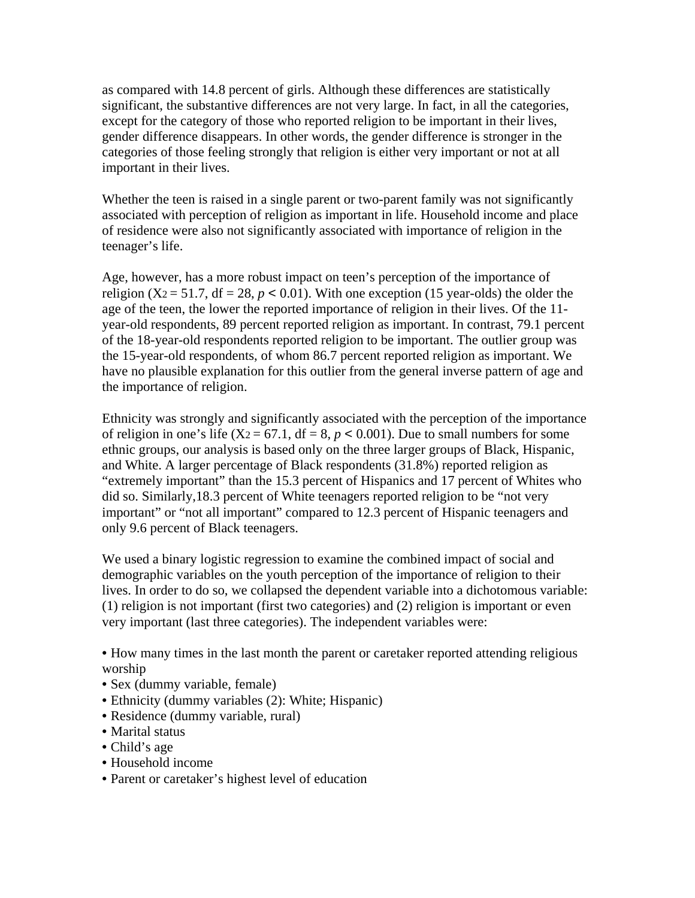as compared with 14.8 percent of girls. Although these differences are statistically significant, the substantive differences are not very large. In fact, in all the categories, except for the category of those who reported religion to be important in their lives, gender difference disappears. In other words, the gender difference is stronger in the categories of those feeling strongly that religion is either very important or not at all important in their lives.

Whether the teen is raised in a single parent or two-parent family was not significantly associated with perception of religion as important in life. Household income and place of residence were also not significantly associated with importance of religion in the teenager's life.

Age, however, has a more robust impact on teen's perception of the importance of religion ($X^2 = 51.7$, df = 28, $p < 0.01$). With one exception (15 year-olds) the older the age of the teen, the lower the reported importance of religion in their lives. Of the 11-year-old respondents, 89 percent reported religion as important. In contrast, 79.1 percent of the 18-year-old respondents reported religion to be important. The outlier group was the 15-year-old respondents, of whom 86.7 percent reported religion as important. We have no plausible explanation for this outlier from the general inverse pattern of age and the importance of religion.

Ethnicity was strongly and significantly associated with the perception of the importance of religion in one's life ($X^2 = 67.1$, df = 8, $p < 0.001$). Due to small numbers for some ethnic groups, our analysis is based only on the three larger groups of Black, Hispanic, and White. A larger percentage of Black respondents (31.8%) reported religion as "extremely important" than the 15.3 percent of Hispanics and 17 percent of Whites who did so. Similarly,18.3 percent of White teenagers reported religion to be "not very important" or "not all important" compared to 12.3 percent of Hispanic teenagers and only 9.6 percent of Black teenagers.

We used a binary logistic regression to examine the combined impact of social and demographic variables on the youth perception of the importance of religion to their lives. In order to do so, we collapsed the dependent variable into a dichotomous variable: (1) religion is not important (first two categories) and (2) religion is important or even very important (last three categories). The independent variables were:

- How many times in the last month the parent or caretaker reported attending religious worship
- Sex (dummy variable, female)
- Ethnicity (dummy variables (2): White; Hispanic)
- Residence (dummy variable, rural)
- Marital status
- Child's age
- Household income
- Parent or caretaker's highest level of education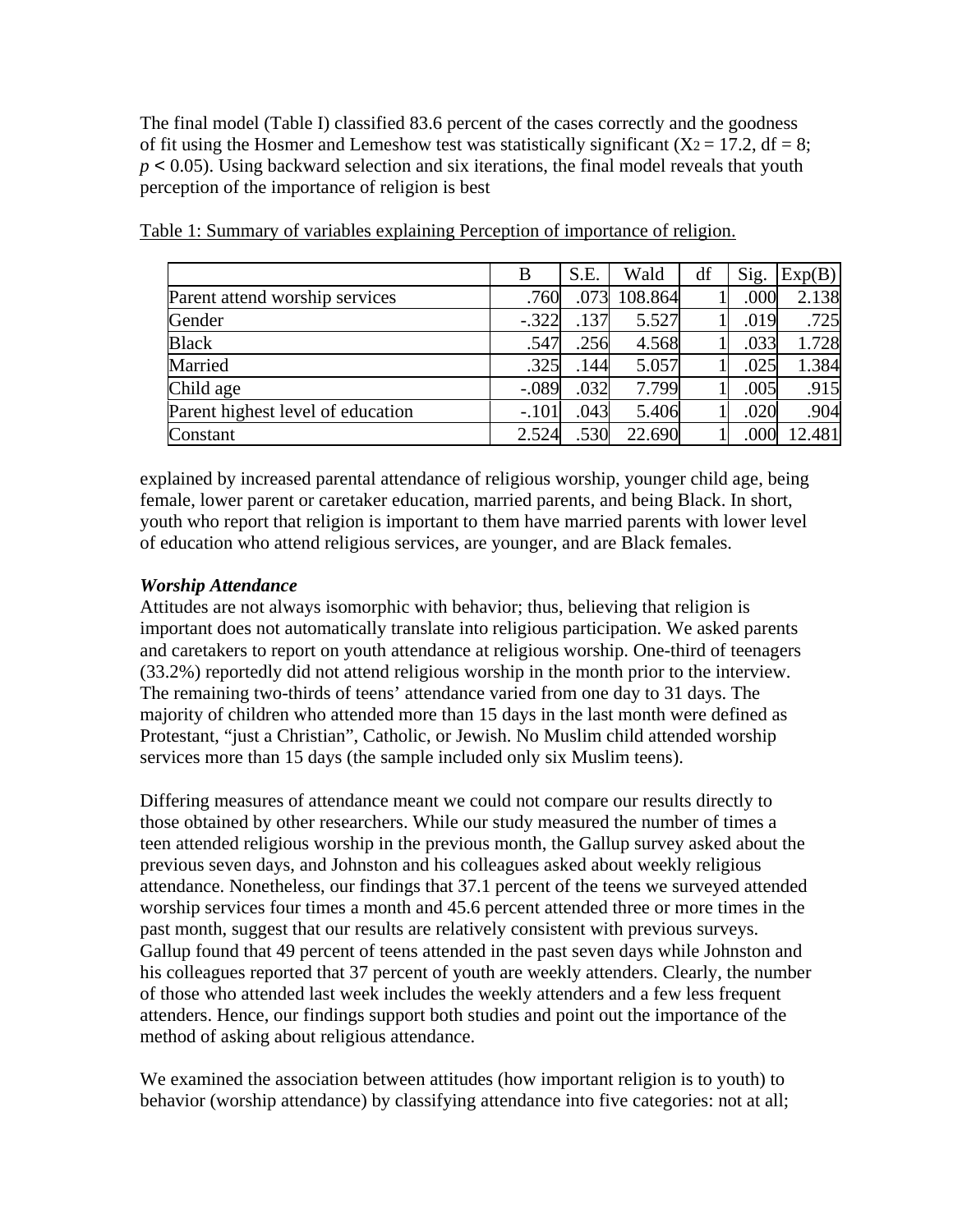The final model (Table I) classified 83.6 percent of the cases correctly and the goodness of fit using the Hosmer and Lemeshow test was statistically significant ($X_2 = 17.2$, df = 8; $p < 0.05$). Using backward selection and six iterations, the final model reveals that youth perception of the importance of religion is best

Table 1: Summary of variables explaining Perception of importance of religion.

| | B | S.E. | Wald | df | Sig. | Exp(B) |
|---|---|---|---|---|---|---|
| Parent attend worship services | .760 | .073 | 108.864 | 1 | .000 | 2.138 |
| Gender | -.322 | .137 | 5.527 | 1 | .019 | .725 |
| Black | .547 | .256 | 4.568 | 1 | .033 | 1.728 |
| Married | .325 | .144 | 5.057 | 1 | .025 | 1.384 |
| Child age | -.089 | .032 | 7.799 | 1 | .005 | .915 |
| Parent highest level of education | -.101 | .043 | 5.406 | 1 | .020 | .904 |
| Constant | 2.524 | .530 | 22.690 | 1 | .000 | 12.481 |

explained by increased parental attendance of religious worship, younger child age, being female, lower parent or caretaker education, married parents, and being Black. In short, youth who report that religion is important to them have married parents with lower level of education who attend religious services, are younger, and are Black females.

***Worship Attendance***

Attitudes are not always isomorphic with behavior; thus, believing that religion is important does not automatically translate into religious participation. We asked parents and caretakers to report on youth attendance at religious worship. One-third of teenagers (33.2%) reportedly did not attend religious worship in the month prior to the interview. The remaining two-thirds of teens' attendance varied from one day to 31 days. The majority of children who attended more than 15 days in the last month were defined as Protestant, "just a Christian", Catholic, or Jewish. No Muslim child attended worship services more than 15 days (the sample included only six Muslim teens).

Differing measures of attendance meant we could not compare our results directly to those obtained by other researchers. While our study measured the number of times a teen attended religious worship in the previous month, the Gallup survey asked about the previous seven days, and Johnston and his colleagues asked about weekly religious attendance. Nonetheless, our findings that 37.1 percent of the teens we surveyed attended worship services four times a month and 45.6 percent attended three or more times in the past month, suggest that our results are relatively consistent with previous surveys. Gallup found that 49 percent of teens attended in the past seven days while Johnston and his colleagues reported that 37 percent of youth are weekly attenders. Clearly, the number of those who attended last week includes the weekly attenders and a few less frequent attenders. Hence, our findings support both studies and point out the importance of the method of asking about religious attendance.

We examined the association between attitudes (how important religion is to youth) to behavior (worship attendance) by classifying attendance into five categories: not at all;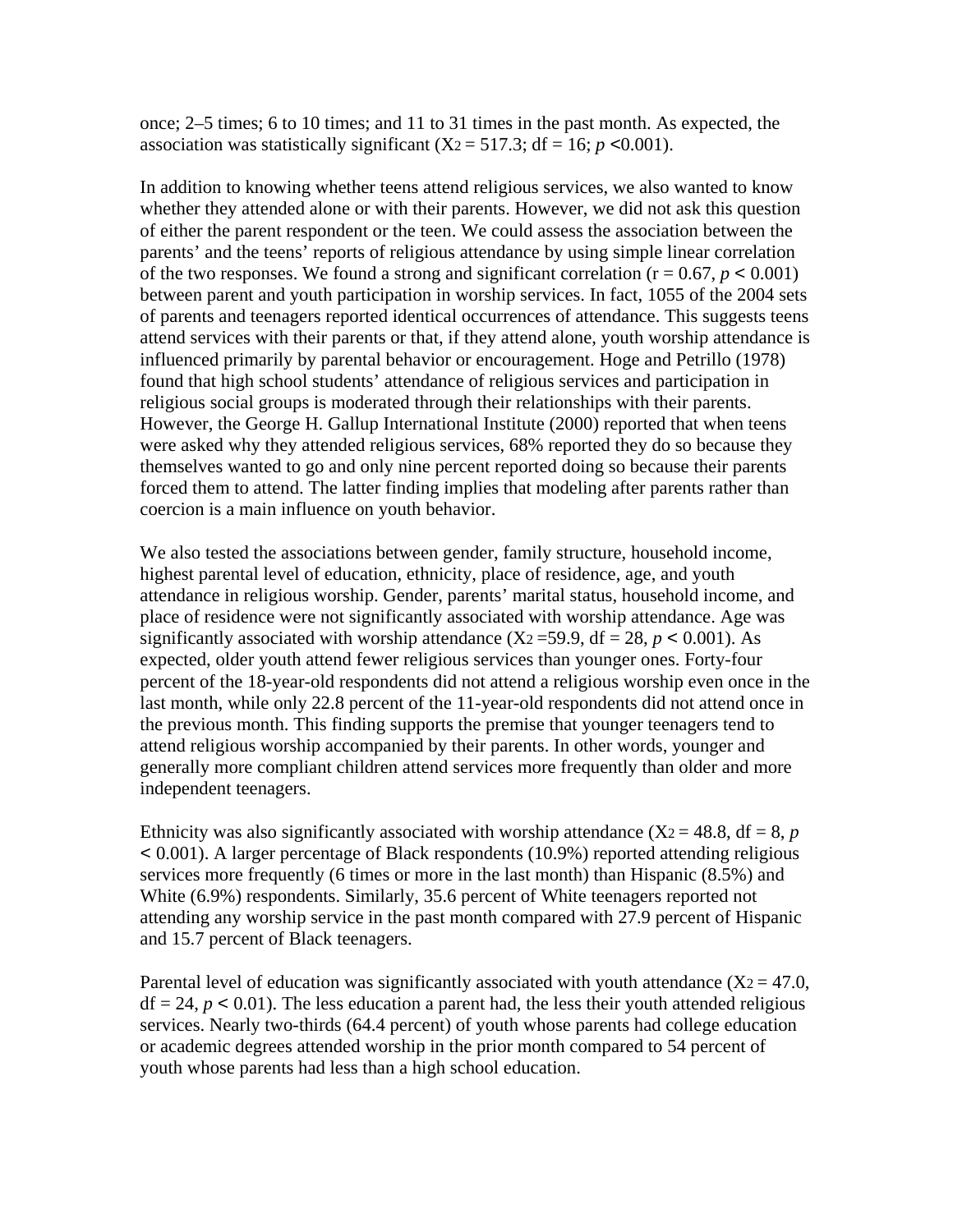once; 2–5 times; 6 to 10 times; and 11 to 31 times in the past month. As expected, the association was statistically significant ($X^2 = 517.3$; df = 16; $p < 0.001$).

In addition to knowing whether teens attend religious services, we also wanted to know whether they attended alone or with their parents. However, we did not ask this question of either the parent respondent or the teen. We could assess the association between the parents' and the teens' reports of religious attendance by using simple linear correlation of the two responses. We found a strong and significant correlation ($r = 0.67$, $p < 0.001$) between parent and youth participation in worship services. In fact, 1055 of the 2004 sets of parents and teenagers reported identical occurrences of attendance. This suggests teens attend services with their parents or that, if they attend alone, youth worship attendance is influenced primarily by parental behavior or encouragement. Hoge and Petrillo (1978) found that high school students' attendance of religious services and participation in religious social groups is moderated through their relationships with their parents. However, the George H. Gallup International Institute (2000) reported that when teens were asked why they attended religious services, 68% reported they do so because they themselves wanted to go and only nine percent reported doing so because their parents forced them to attend. The latter finding implies that modeling after parents rather than coercion is a main influence on youth behavior.

We also tested the associations between gender, family structure, household income, highest parental level of education, ethnicity, place of residence, age, and youth attendance in religious worship. Gender, parents' marital status, household income, and place of residence were not significantly associated with worship attendance. Age was significantly associated with worship attendance ($X^2 = 59.9$, df = 28, $p < 0.001$). As expected, older youth attend fewer religious services than younger ones. Forty-four percent of the 18-year-old respondents did not attend a religious worship even once in the last month, while only 22.8 percent of the 11-year-old respondents did not attend once in the previous month. This finding supports the premise that younger teenagers tend to attend religious worship accompanied by their parents. In other words, younger and generally more compliant children attend services more frequently than older and more independent teenagers.

Ethnicity was also significantly associated with worship attendance ($X^2 = 48.8$, df = 8, $p < 0.001$). A larger percentage of Black respondents (10.9%) reported attending religious services more frequently (6 times or more in the last month) than Hispanic (8.5%) and White (6.9%) respondents. Similarly, 35.6 percent of White teenagers reported not attending any worship service in the past month compared with 27.9 percent of Hispanic and 15.7 percent of Black teenagers.

Parental level of education was significantly associated with youth attendance ($X^2 = 47.0$, df = 24, $p < 0.01$). The less education a parent had, the less their youth attended religious services. Nearly two-thirds (64.4 percent) of youth whose parents had college education or academic degrees attended worship in the prior month compared to 54 percent of youth whose parents had less than a high school education.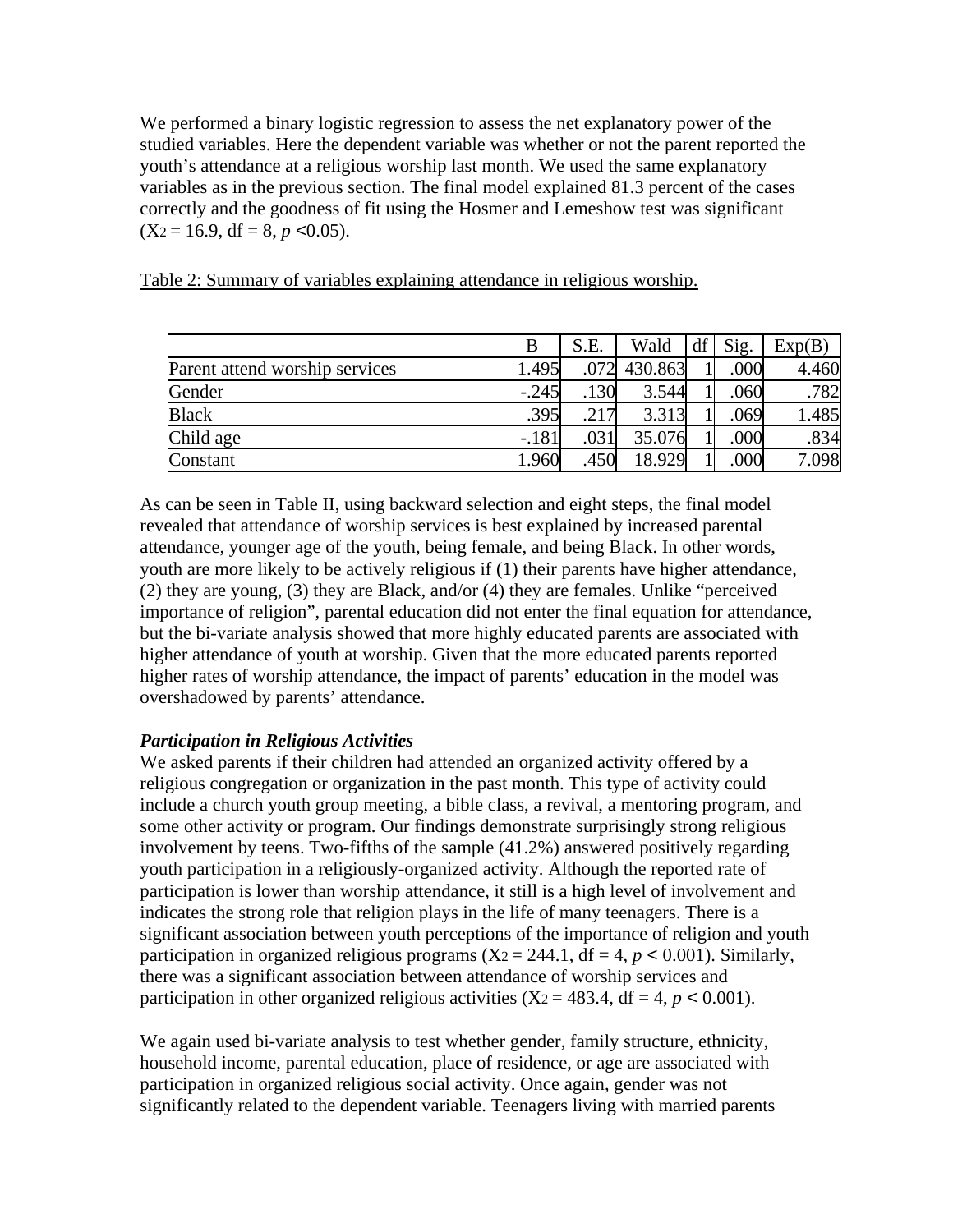We performed a binary logistic regression to assess the net explanatory power of the studied variables. Here the dependent variable was whether or not the parent reported the youth's attendance at a religious worship last month. We used the same explanatory variables as in the previous section. The final model explained 81.3 percent of the cases correctly and the goodness of fit using the Hosmer and Lemeshow test was significant ($X_2 = 16.9$, df = 8, $p < 0.05$).

Table 2: Summary of variables explaining attendance in religious worship.

| | B | S.E. | Wald | df | Sig. | Exp(B) |
|---|---|---|---|---|---|---|
| Parent attend worship services | 1.495 | .072 | 430.863 | 1 | .000 | 4.460 |
| Gender | -.245 | .130 | 3.544 | 1 | .060 | .782 |
| Black | .395 | .217 | 3.313 | 1 | .069 | 1.485 |
| Child age | -.181 | .031 | 35.076 | 1 | .000 | .834 |
| Constant | 1.960 | .450 | 18.929 | 1 | .000 | 7.098 |

As can be seen in Table II, using backward selection and eight steps, the final model revealed that attendance of worship services is best explained by increased parental attendance, younger age of the youth, being female, and being Black. In other words, youth are more likely to be actively religious if (1) their parents have higher attendance, (2) they are young, (3) they are Black, and/or (4) they are females. Unlike "perceived importance of religion", parental education did not enter the final equation for attendance, but the bi-variate analysis showed that more highly educated parents are associated with higher attendance of youth at worship. Given that the more educated parents reported higher rates of worship attendance, the impact of parents' education in the model was overshadowed by parents' attendance.

***Participation in Religious Activities***

We asked parents if their children had attended an organized activity offered by a religious congregation or organization in the past month. This type of activity could include a church youth group meeting, a bible class, a revival, a mentoring program, and some other activity or program. Our findings demonstrate surprisingly strong religious involvement by teens. Two-fifths of the sample (41.2%) answered positively regarding youth participation in a religiously-organized activity. Although the reported rate of participation is lower than worship attendance, it still is a high level of involvement and indicates the strong role that religion plays in the life of many teenagers. There is a significant association between youth perceptions of the importance of religion and youth participation in organized religious programs ($X_2 = 244.1$, df = 4, $p < 0.001$). Similarly, there was a significant association between attendance of worship services and participation in other organized religious activities ($X_2 = 483.4$, df = 4, $p < 0.001$).

We again used bi-variate analysis to test whether gender, family structure, ethnicity, household income, parental education, place of residence, or age are associated with participation in organized religious social activity. Once again, gender was not significantly related to the dependent variable. Teenagers living with married parents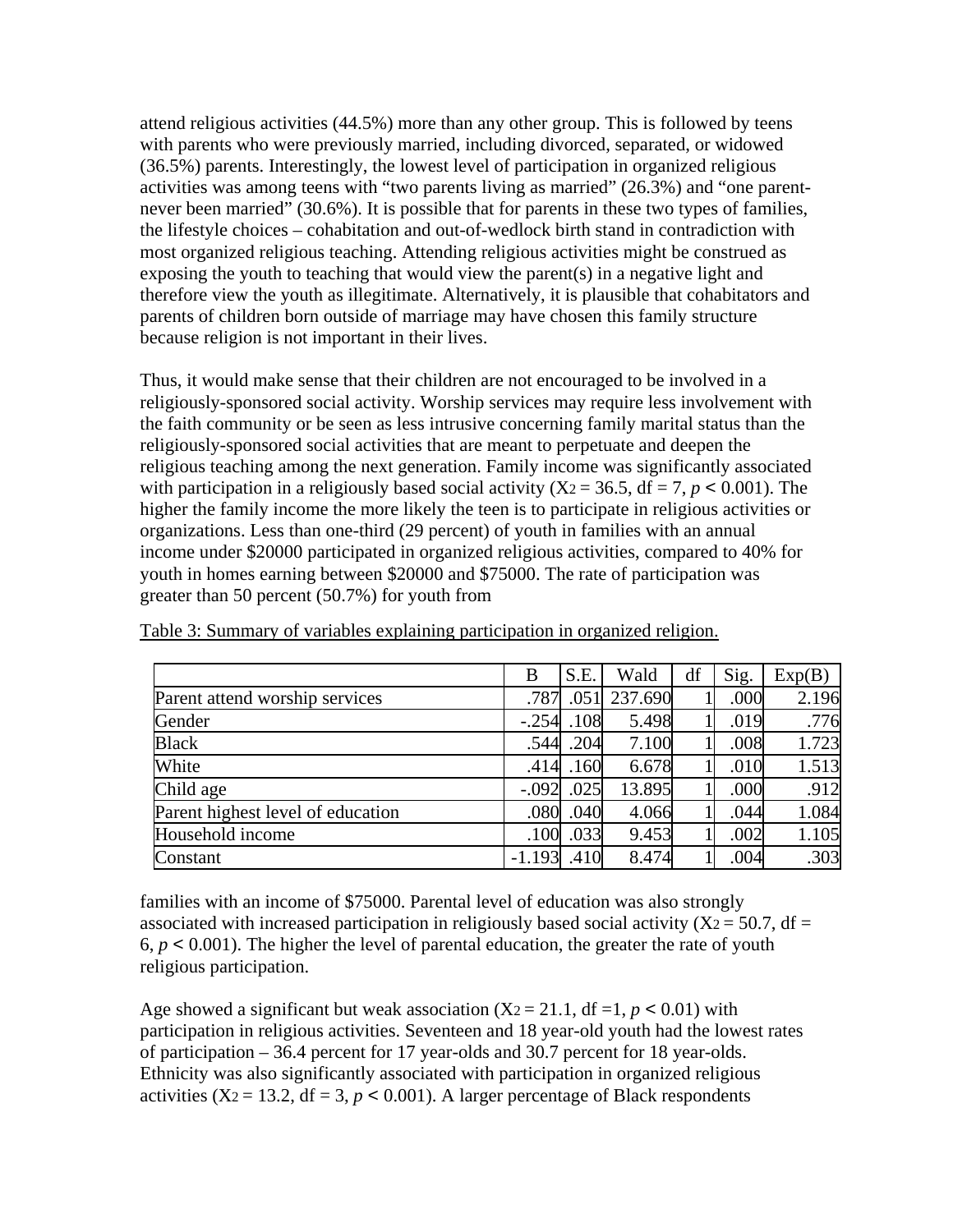attend religious activities (44.5%) more than any other group. This is followed by teens with parents who were previously married, including divorced, separated, or widowed (36.5%) parents. Interestingly, the lowest level of participation in organized religious activities was among teens with "two parents living as married" (26.3%) and "one parent-never been married" (30.6%). It is possible that for parents in these two types of families, the lifestyle choices – cohabitation and out-of-wedlock birth stand in contradiction with most organized religious teaching. Attending religious activities might be construed as exposing the youth to teaching that would view the parent(s) in a negative light and therefore view the youth as illegitimate. Alternatively, it is plausible that cohabitators and parents of children born outside of marriage may have chosen this family structure because religion is not important in their lives.

Thus, it would make sense that their children are not encouraged to be involved in a religiously-sponsored social activity. Worship services may require less involvement with the faith community or be seen as less intrusive concerning family marital status than the religiously-sponsored social activities that are meant to perpetuate and deepen the religious teaching among the next generation. Family income was significantly associated with participation in a religiously based social activity ($X^2 = 36.5$, df = 7, $p < 0.001$). The higher the family income the more likely the teen is to participate in religious activities or organizations. Less than one-third (29 percent) of youth in families with an annual income under $20000 participated in organized religious activities, compared to 40% for youth in homes earning between $20000 and $75000. The rate of participation was greater than 50 percent (50.7%) for youth from families with an income of $75000. Parental level of education was also strongly associated with increased participation in religiously based social activity ($X^2 = 50.7$, df = 6, $p < 0.001$). The higher the level of parental education, the greater the rate of youth religious participation.

Table 3: Summary of variables explaining participation in organized religion.

| | B | S.E. | Wald | df | Sig. | Exp(B) |
|---|---|---|---|---|---|---|
| Parent attend worship services | .787 | .051 | 237.690 | 1 | .000 | 2.196 |
| Gender | -.254 | .108 | 5.498 | 1 | .019 | .776 |
| Black | .544 | .204 | 7.100 | 1 | .008 | 1.723 |
| White | .414 | .160 | 6.678 | 1 | .010 | 1.513 |
| Child age | -.092 | .025 | 13.895 | 1 | .000 | .912 |
| Parent highest level of education | .080 | .040 | 4.066 | 1 | .044 | 1.084 |
| Household income | .100 | .033 | 9.453 | 1 | .002 | 1.105 |
| Constant | -1.193 | .410 | 8.474 | 1 | .004 | .303 |

Age showed a significant but weak association ($X^2 = 21.1$, df =1, $p < 0.01$) with participation in religious activities. Seventeen and 18 year-old youth had the lowest rates of participation – 36.4 percent for 17 year-olds and 30.7 percent for 18 year-olds. Ethnicity was also significantly associated with participation in organized religious activities ($X^2 = 13.2$, df = 3, $p < 0.001$). A larger percentage of Black respondents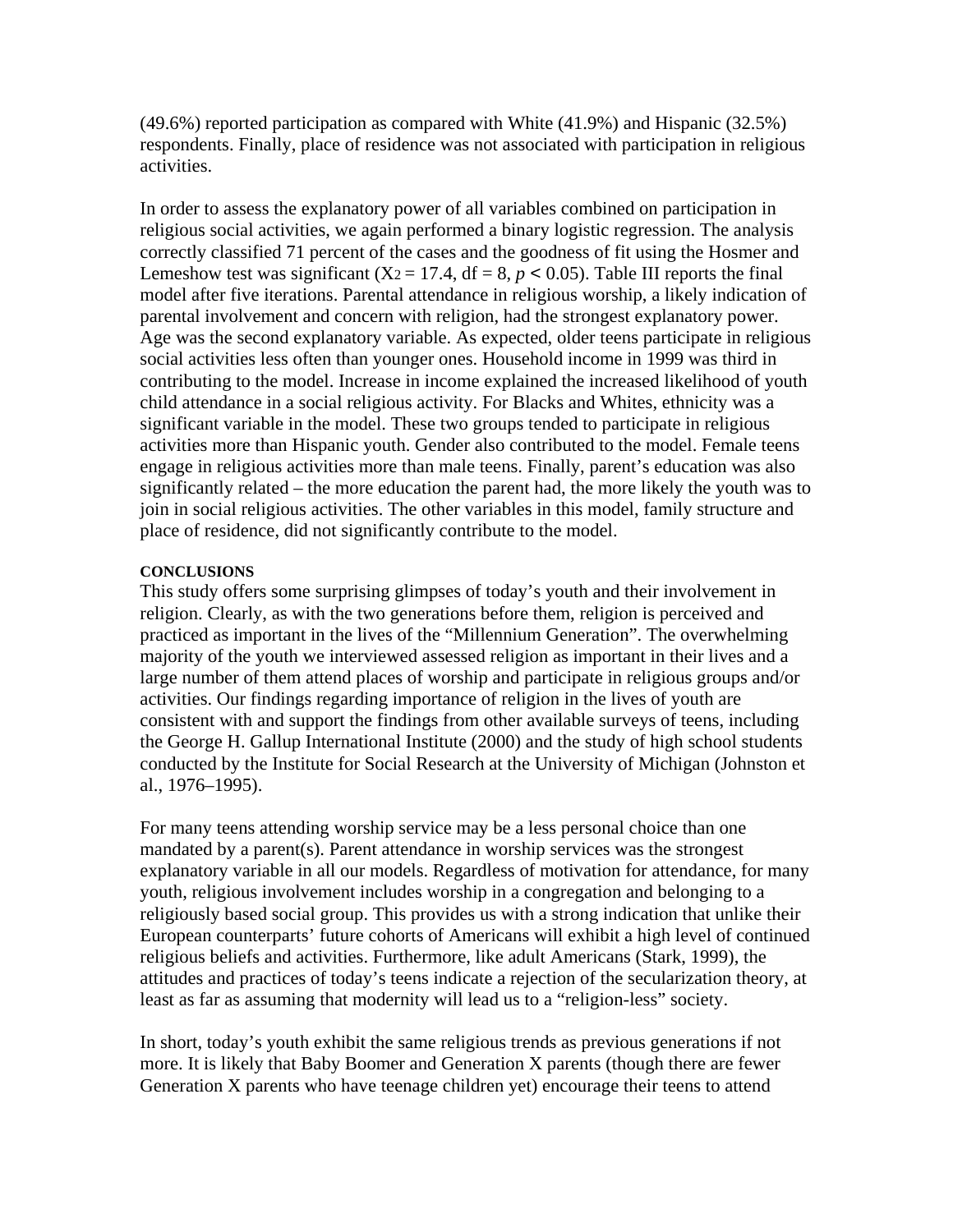(49.6%) reported participation as compared with White (41.9%) and Hispanic (32.5%) respondents. Finally, place of residence was not associated with participation in religious activities.

In order to assess the explanatory power of all variables combined on participation in religious social activities, we again performed a binary logistic regression. The analysis correctly classified 71 percent of the cases and the goodness of fit using the Hosmer and Lemeshow test was significant ($X^2 = 17.4$, df = 8, $p < 0.05$). Table III reports the final model after five iterations. Parental attendance in religious worship, a likely indication of parental involvement and concern with religion, had the strongest explanatory power. Age was the second explanatory variable. As expected, older teens participate in religious social activities less often than younger ones. Household income in 1999 was third in contributing to the model. Increase in income explained the increased likelihood of youth child attendance in a social religious activity. For Blacks and Whites, ethnicity was a significant variable in the model. These two groups tended to participate in religious activities more than Hispanic youth. Gender also contributed to the model. Female teens engage in religious activities more than male teens. Finally, parent's education was also significantly related – the more education the parent had, the more likely the youth was to join in social religious activities. The other variables in this model, family structure and place of residence, did not significantly contribute to the model.

#### CONCLUSIONS

This study offers some surprising glimpses of today's youth and their involvement in religion. Clearly, as with the two generations before them, religion is perceived and practiced as important in the lives of the "Millennium Generation". The overwhelming majority of the youth we interviewed assessed religion as important in their lives and a large number of them attend places of worship and participate in religious groups and/or activities. Our findings regarding importance of religion in the lives of youth are consistent with and support the findings from other available surveys of teens, including the George H. Gallup International Institute (2000) and the study of high school students conducted by the Institute for Social Research at the University of Michigan (Johnston et al., 1976–1995).

For many teens attending worship service may be a less personal choice than one mandated by a parent(s). Parent attendance in worship services was the strongest explanatory variable in all our models. Regardless of motivation for attendance, for many youth, religious involvement includes worship in a congregation and belonging to a religiously based social group. This provides us with a strong indication that unlike their European counterparts' future cohorts of Americans will exhibit a high level of continued religious beliefs and activities. Furthermore, like adult Americans (Stark, 1999), the attitudes and practices of today's teens indicate a rejection of the secularization theory, at least as far as assuming that modernity will lead us to a "religion-less" society.

In short, today's youth exhibit the same religious trends as previous generations if not more. It is likely that Baby Boomer and Generation X parents (though there are fewer Generation X parents who have teenage children yet) encourage their teens to attend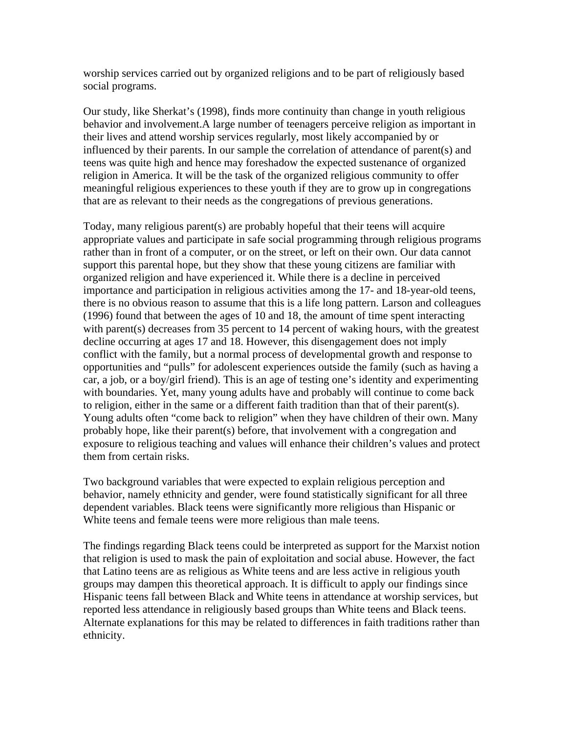worship services carried out by organized religions and to be part of religiously based social programs.

Our study, like Sherkat's (1998), finds more continuity than change in youth religious behavior and involvement.A large number of teenagers perceive religion as important in their lives and attend worship services regularly, most likely accompanied by or influenced by their parents. In our sample the correlation of attendance of parent(s) and teens was quite high and hence may foreshadow the expected sustenance of organized religion in America. It will be the task of the organized religious community to offer meaningful religious experiences to these youth if they are to grow up in congregations that are as relevant to their needs as the congregations of previous generations.

Today, many religious parent(s) are probably hopeful that their teens will acquire appropriate values and participate in safe social programming through religious programs rather than in front of a computer, or on the street, or left on their own. Our data cannot support this parental hope, but they show that these young citizens are familiar with organized religion and have experienced it. While there is a decline in perceived importance and participation in religious activities among the 17- and 18-year-old teens, there is no obvious reason to assume that this is a life long pattern. Larson and colleagues (1996) found that between the ages of 10 and 18, the amount of time spent interacting with parent(s) decreases from 35 percent to 14 percent of waking hours, with the greatest decline occurring at ages 17 and 18. However, this disengagement does not imply conflict with the family, but a normal process of developmental growth and response to opportunities and "pulls" for adolescent experiences outside the family (such as having a car, a job, or a boy/girl friend). This is an age of testing one's identity and experimenting with boundaries. Yet, many young adults have and probably will continue to come back to religion, either in the same or a different faith tradition than that of their parent(s). Young adults often "come back to religion" when they have children of their own. Many probably hope, like their parent(s) before, that involvement with a congregation and exposure to religious teaching and values will enhance their children's values and protect them from certain risks.

Two background variables that were expected to explain religious perception and behavior, namely ethnicity and gender, were found statistically significant for all three dependent variables. Black teens were significantly more religious than Hispanic or White teens and female teens were more religious than male teens.

The findings regarding Black teens could be interpreted as support for the Marxist notion that religion is used to mask the pain of exploitation and social abuse. However, the fact that Latino teens are as religious as White teens and are less active in religious youth groups may dampen this theoretical approach. It is difficult to apply our findings since Hispanic teens fall between Black and White teens in attendance at worship services, but reported less attendance in religiously based groups than White teens and Black teens. Alternate explanations for this may be related to differences in faith traditions rather than ethnicity.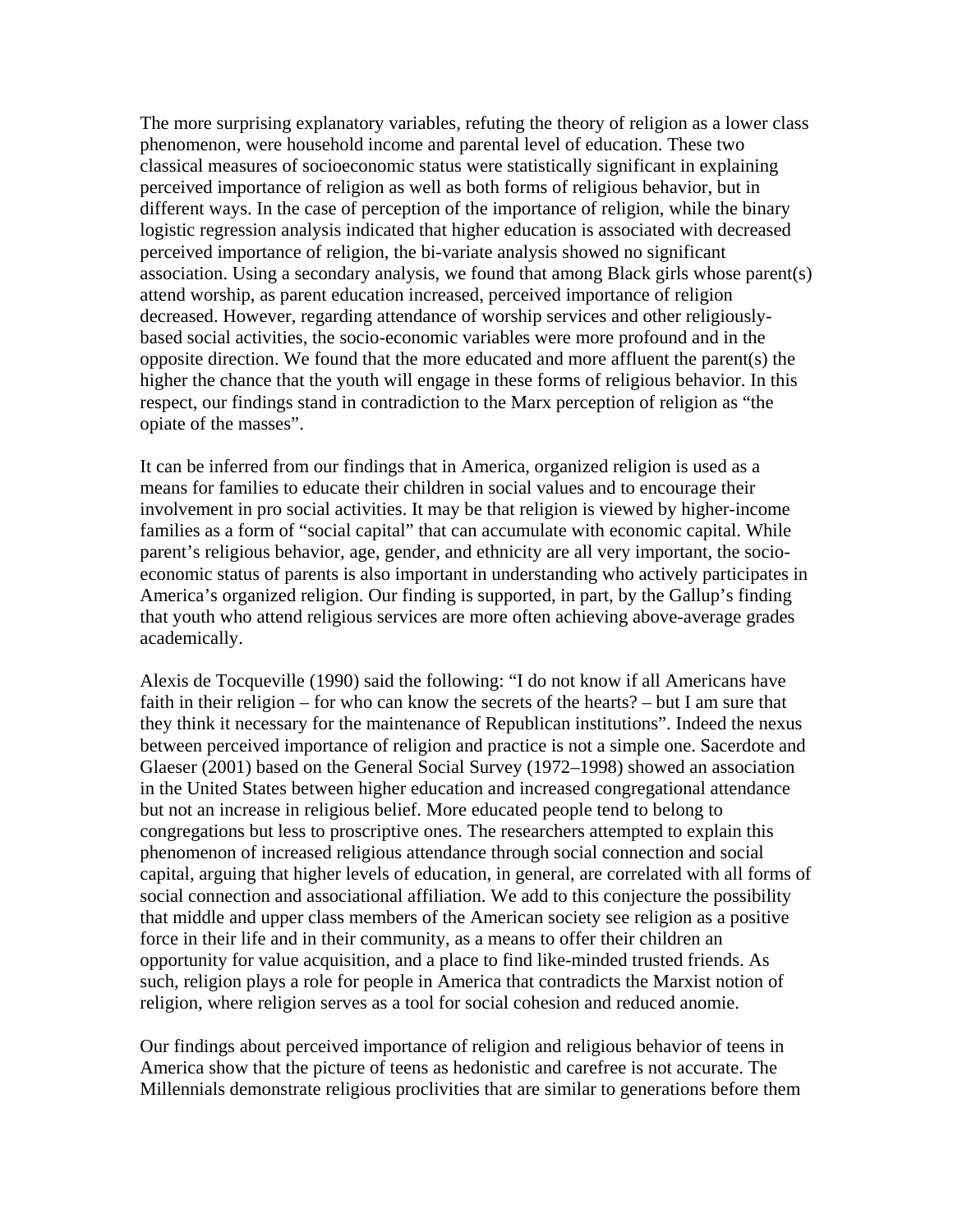The more surprising explanatory variables, refuting the theory of religion as a lower class phenomenon, were household income and parental level of education. These two classical measures of socioeconomic status were statistically significant in explaining perceived importance of religion as well as both forms of religious behavior, but in different ways. In the case of perception of the importance of religion, while the binary logistic regression analysis indicated that higher education is associated with decreased perceived importance of religion, the bi-variate analysis showed no significant association. Using a secondary analysis, we found that among Black girls whose parent(s) attend worship, as parent education increased, perceived importance of religion decreased. However, regarding attendance of worship services and other religiously-based social activities, the socio-economic variables were more profound and in the opposite direction. We found that the more educated and more affluent the parent(s) the higher the chance that the youth will engage in these forms of religious behavior. In this respect, our findings stand in contradiction to the Marx perception of religion as "the opiate of the masses".

It can be inferred from our findings that in America, organized religion is used as a means for families to educate their children in social values and to encourage their involvement in pro social activities. It may be that religion is viewed by higher-income families as a form of "social capital" that can accumulate with economic capital. While parent's religious behavior, age, gender, and ethnicity are all very important, the socio-economic status of parents is also important in understanding who actively participates in America's organized religion. Our finding is supported, in part, by the Gallup's finding that youth who attend religious services are more often achieving above-average grades academically.

Alexis de Tocqueville (1990) said the following: "I do not know if all Americans have faith in their religion – for who can know the secrets of the hearts? – but I am sure that they think it necessary for the maintenance of Republican institutions". Indeed the nexus between perceived importance of religion and practice is not a simple one. Sacerdote and Glaeser (2001) based on the General Social Survey (1972–1998) showed an association in the United States between higher education and increased congregational attendance but not an increase in religious belief. More educated people tend to belong to congregations but less to proscriptive ones. The researchers attempted to explain this phenomenon of increased religious attendance through social connection and social capital, arguing that higher levels of education, in general, are correlated with all forms of social connection and associational affiliation. We add to this conjecture the possibility that middle and upper class members of the American society see religion as a positive force in their life and in their community, as a means to offer their children an opportunity for value acquisition, and a place to find like-minded trusted friends. As such, religion plays a role for people in America that contradicts the Marxist notion of religion, where religion serves as a tool for social cohesion and reduced anomie.

Our findings about perceived importance of religion and religious behavior of teens in America show that the picture of teens as hedonistic and carefree is not accurate. The Millennials demonstrate religious proclivities that are similar to generations before them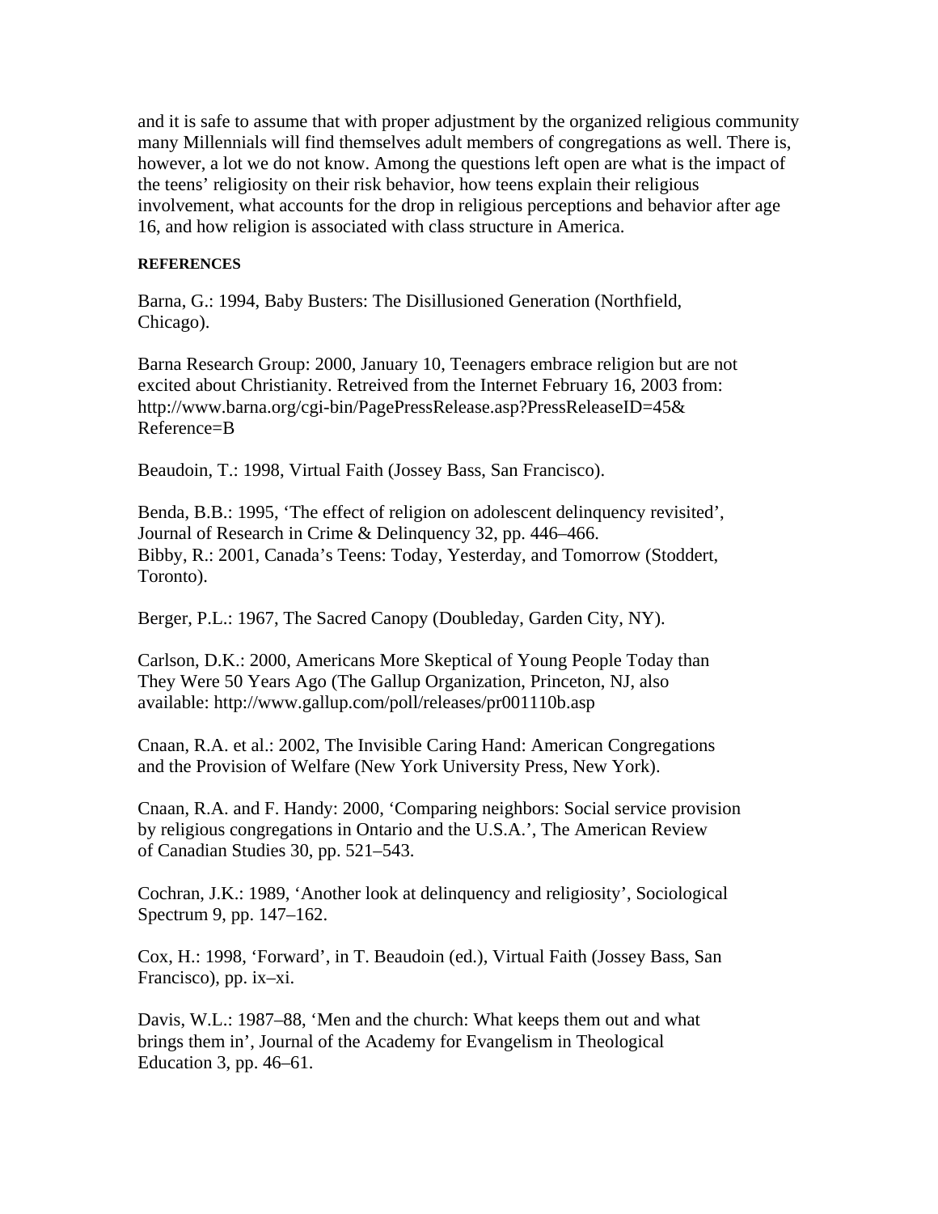and it is safe to assume that with proper adjustment by the organized religious community many Millennials will find themselves adult members of congregations as well. There is, however, a lot we do not know. Among the questions left open are what is the impact of the teens' religiosity on their risk behavior, how teens explain their religious involvement, what accounts for the drop in religious perceptions and behavior after age 16, and how religion is associated with class structure in America.

**REFERENCES**

Barna, G.: 1994, Baby Busters: The Disillusioned Generation (Northfield, Chicago).

Barna Research Group: 2000, January 10, Teenagers embrace religion but are not excited about Christianity. Retreived from the Internet February 16, 2003 from: http://www.barna.org/cgi-bin/PagePressRelease.asp?PressReleaseID=45& Reference=B

Beaudoin, T.: 1998, Virtual Faith (Jossey Bass, San Francisco).

Benda, B.B.: 1995, 'The effect of religion on adolescent delinquency revisited', Journal of Research in Crime & Delinquency 32, pp. 446–466.
Bibby, R.: 2001, Canada's Teens: Today, Yesterday, and Tomorrow (Stoddert, Toronto).

Berger, P.L.: 1967, The Sacred Canopy (Doubleday, Garden City, NY).

Carlson, D.K.: 2000, Americans More Skeptical of Young People Today than They Were 50 Years Ago (The Gallup Organization, Princeton, NJ, also available: http://www.gallup.com/poll/releases/pr001110b.asp

Cnaan, R.A. et al.: 2002, The Invisible Caring Hand: American Congregations and the Provision of Welfare (New York University Press, New York).

Cnaan, R.A. and F. Handy: 2000, 'Comparing neighbors: Social service provision by religious congregations in Ontario and the U.S.A.', The American Review of Canadian Studies 30, pp. 521–543.

Cochran, J.K.: 1989, 'Another look at delinquency and religiosity', Sociological Spectrum 9, pp. 147–162.

Cox, H.: 1998, 'Forward', in T. Beaudoin (ed.), Virtual Faith (Jossey Bass, San Francisco), pp. ix–xi.

Davis, W.L.: 1987–88, 'Men and the church: What keeps them out and what brings them in', Journal of the Academy for Evangelism in Theological Education 3, pp. 46–61.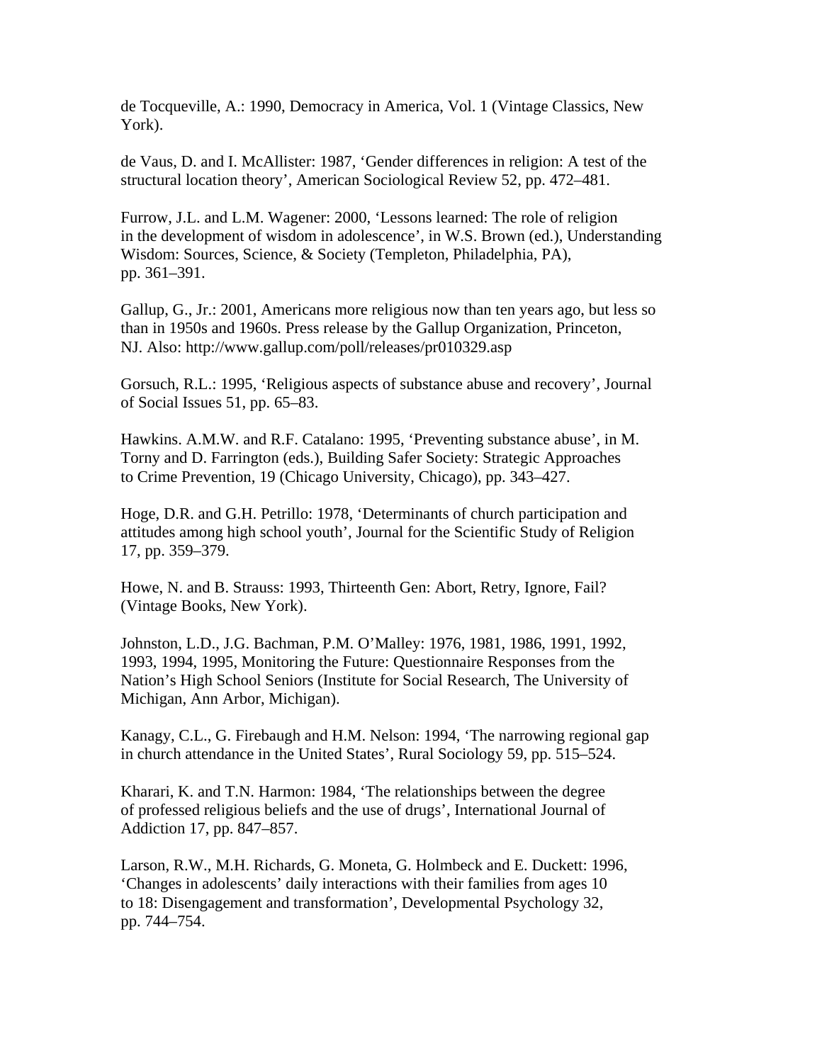de Tocqueville, A.: 1990, Democracy in America, Vol. 1 (Vintage Classics, New York).

de Vaus, D. and I. McAllister: 1987, ‘Gender differences in religion: A test of the structural location theory’, American Sociological Review 52, pp. 472–481.

Furrow, J.L. and L.M. Wagener: 2000, ‘Lessons learned: The role of religion in the development of wisdom in adolescence’, in W.S. Brown (ed.), Understanding Wisdom: Sources, Science, & Society (Templeton, Philadelphia, PA), pp. 361–391.

Gallup, G., Jr.: 2001, Americans more religious now than ten years ago, but less so than in 1950s and 1960s. Press release by the Gallup Organization, Princeton, NJ. Also: http://www.gallup.com/poll/releases/pr010329.asp

Gorsuch, R.L.: 1995, ‘Religious aspects of substance abuse and recovery’, Journal of Social Issues 51, pp. 65–83.

Hawkins. A.M.W. and R.F. Catalano: 1995, ‘Preventing substance abuse’, in M. Torny and D. Farrington (eds.), Building Safer Society: Strategic Approaches to Crime Prevention, 19 (Chicago University, Chicago), pp. 343–427.

Hoge, D.R. and G.H. Petrillo: 1978, ‘Determinants of church participation and attitudes among high school youth’, Journal for the Scientific Study of Religion 17, pp. 359–379.

Howe, N. and B. Strauss: 1993, Thirteenth Gen: Abort, Retry, Ignore, Fail? (Vintage Books, New York).

Johnston, L.D., J.G. Bachman, P.M. O’Malley: 1976, 1981, 1986, 1991, 1992, 1993, 1994, 1995, Monitoring the Future: Questionnaire Responses from the Nation’s High School Seniors (Institute for Social Research, The University of Michigan, Ann Arbor, Michigan).

Kanagy, C.L., G. Firebaugh and H.M. Nelson: 1994, ‘The narrowing regional gap in church attendance in the United States’, Rural Sociology 59, pp. 515–524.

Kharari, K. and T.N. Harmon: 1984, ‘The relationships between the degree of professed religious beliefs and the use of drugs’, International Journal of Addiction 17, pp. 847–857.

Larson, R.W., M.H. Richards, G. Moneta, G. Holmbeck and E. Duckett: 1996, ‘Changes in adolescents’ daily interactions with their families from ages 10 to 18: Disengagement and transformation’, Developmental Psychology 32, pp. 744–754.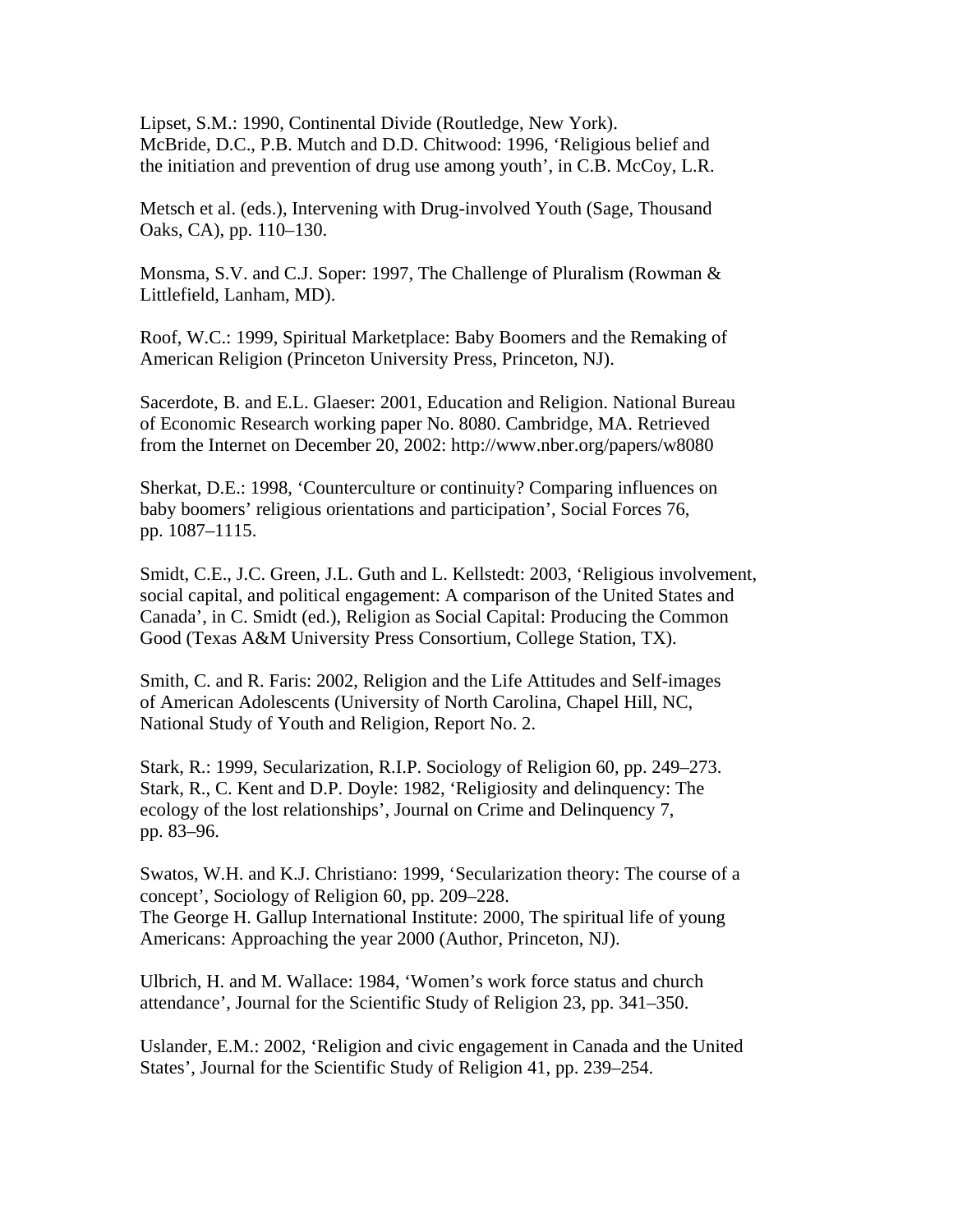Lipset, S.M.: 1990, Continental Divide (Routledge, New York).
McBride, D.C., P.B. Mutch and D.D. Chitwood: 1996, 'Religious belief and the initiation and prevention of drug use among youth', in C.B. McCoy, L.R.

Metsch et al. (eds.), Intervening with Drug-involved Youth (Sage, Thousand Oaks, CA), pp. 110–130.

Monsma, S.V. and C.J. Soper: 1997, The Challenge of Pluralism (Rowman & Littlefield, Lanham, MD).

Roof, W.C.: 1999, Spiritual Marketplace: Baby Boomers and the Remaking of American Religion (Princeton University Press, Princeton, NJ).

Sacerdote, B. and E.L. Glaeser: 2001, Education and Religion. National Bureau of Economic Research working paper No. 8080. Cambridge, MA. Retrieved from the Internet on December 20, 2002: http://www.nber.org/papers/w8080

Sherkat, D.E.: 1998, 'Counterculture or continuity? Comparing influences on baby boomers' religious orientations and participation', Social Forces 76, pp. 1087–1115.

Smidt, C.E., J.C. Green, J.L. Guth and L. Kellstedt: 2003, 'Religious involvement, social capital, and political engagement: A comparison of the United States and Canada', in C. Smidt (ed.), Religion as Social Capital: Producing the Common Good (Texas A&M University Press Consortium, College Station, TX).

Smith, C. and R. Faris: 2002, Religion and the Life Attitudes and Self-images of American Adolescents (University of North Carolina, Chapel Hill, NC, National Study of Youth and Religion, Report No. 2.

Stark, R.: 1999, Secularization, R.I.P. Sociology of Religion 60, pp. 249–273.
Stark, R., C. Kent and D.P. Doyle: 1982, 'Religiosity and delinquency: The ecology of the lost relationships', Journal on Crime and Delinquency 7, pp. 83–96.

Swatos, W.H. and K.J. Christiano: 1999, 'Secularization theory: The course of a concept', Sociology of Religion 60, pp. 209–228.
The George H. Gallup International Institute: 2000, The spiritual life of young Americans: Approaching the year 2000 (Author, Princeton, NJ).

Ulbrich, H. and M. Wallace: 1984, 'Women's work force status and church attendance', Journal for the Scientific Study of Religion 23, pp. 341–350.

Uslander, E.M.: 2002, 'Religion and civic engagement in Canada and the United States', Journal for the Scientific Study of Religion 41, pp. 239–254.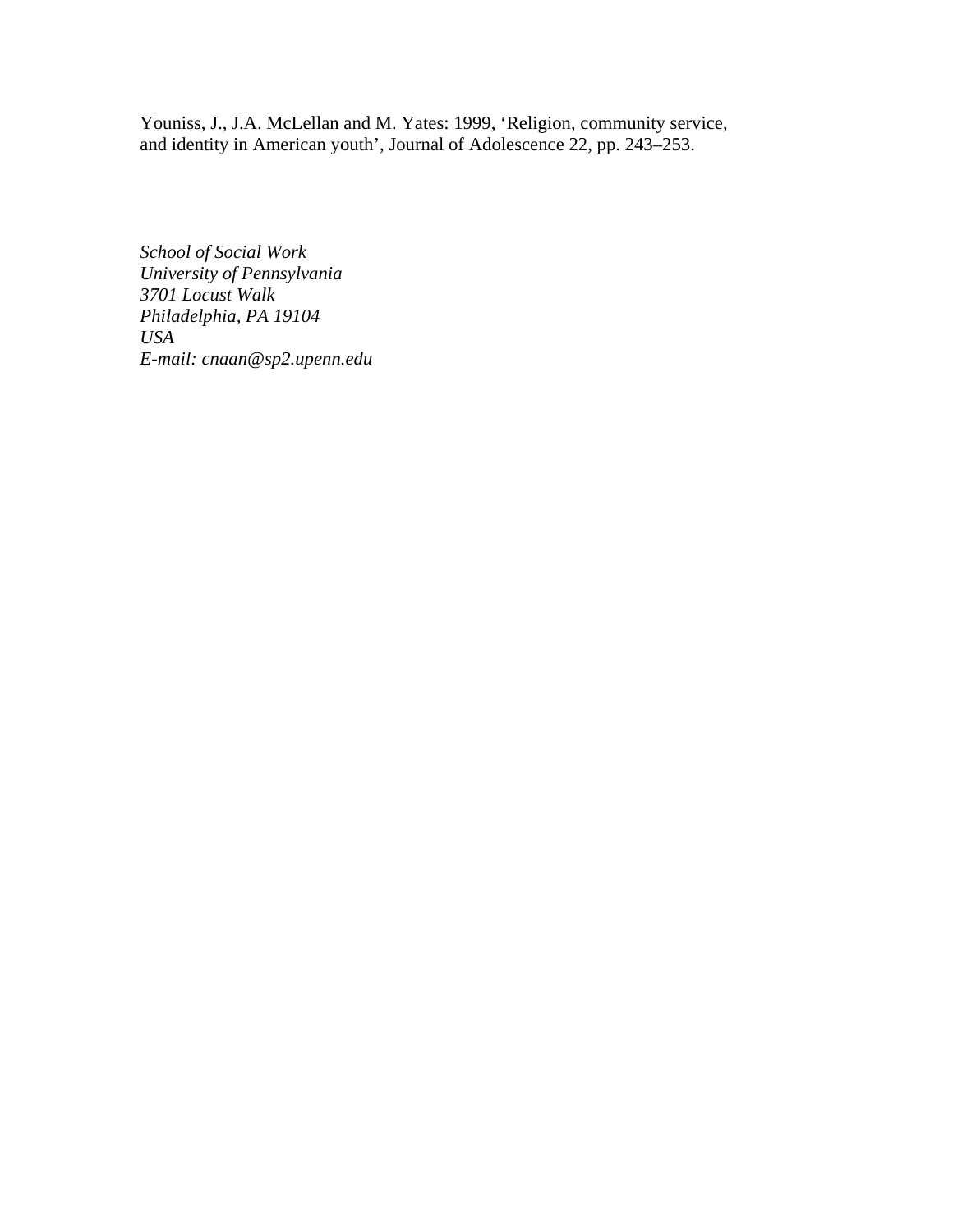Youniss, J., J.A. McLellan and M. Yates: 1999, 'Religion, community service, and identity in American youth', Journal of Adolescence 22, pp. 243–253.

*School of Social Work*
*University of Pennsylvania*
*3701 Locust Walk*
*Philadelphia, PA 19104*
*USA*
*E-mail: cnaan@sp2.upenn.edu*